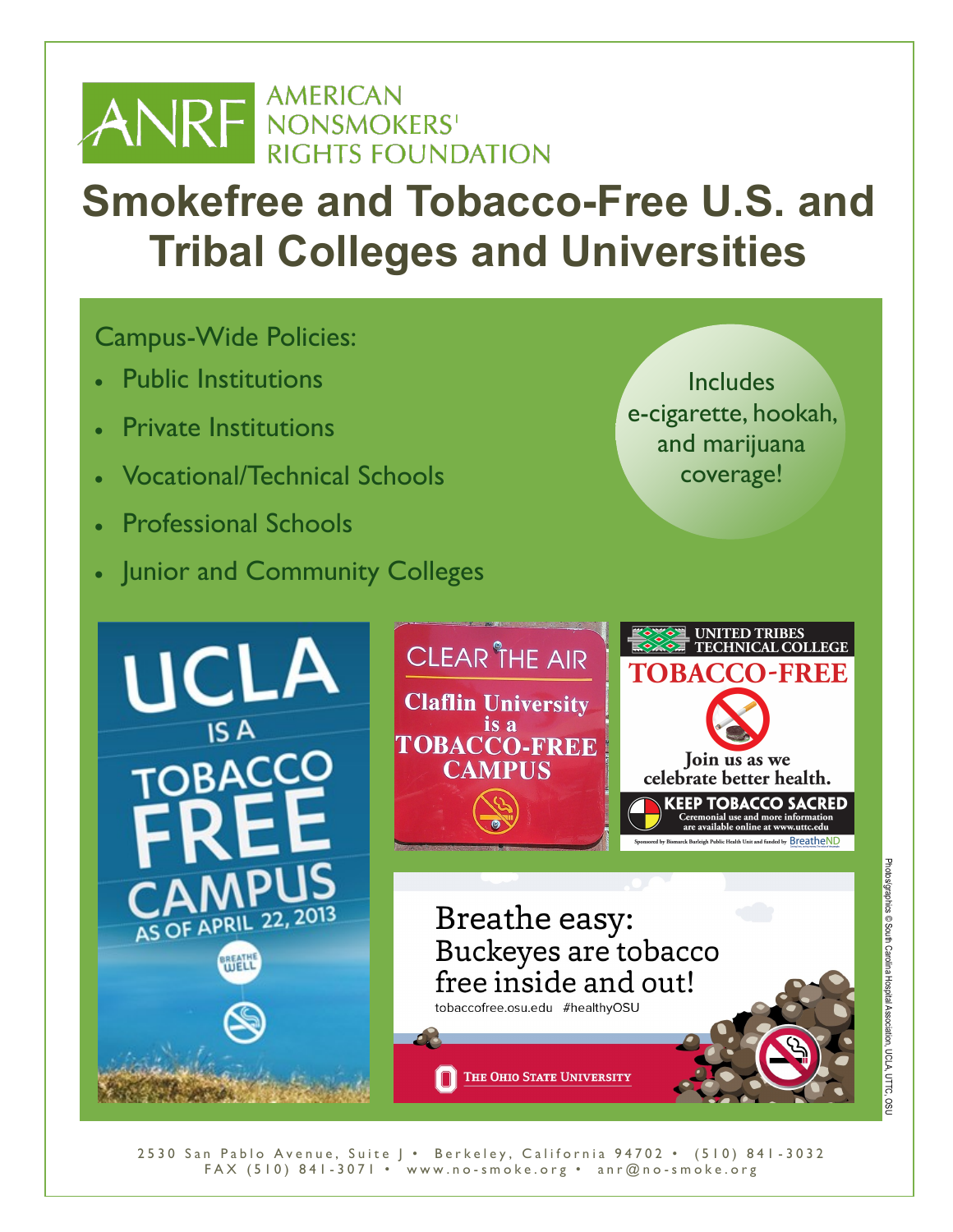ANRF AMERICAN NONSMOKERS' RIGHTS FOUNDATION

# Smokefree and Tobacco-Free U.S. and Tribal Colleges and Universities

Campus-Wide Policies:

- Public Institutions
- Private Institutions
- Vocational/Technical Schools
- Professional Schools
- Junior and Community Colleges

Includes e-cigarette, hookah, and marijuana coverage!

UCLA IS A TOBACCO FREE CAMPUS AS OF APRIL 22, 2013

BREATHE WELL

CLEAR THE AIR

Claflin University is a TOBACCO-FREE CAMPUS

UNITED TRIBES TECHNICAL COLLEGE

TOBACCO-FREE

Join us as we celebrate better health.

KEEP TOBACCO SACRED

Ceremonial use and more information are available online at www.uttc.edu

Sponsored by Bismarck Burleigh Public Health Unit and funded by BreatheND

Breathe easy: Buckeyes are tobacco free inside and out!

tobaccofree.osu.edu #healthyOSU

THE OHIO STATE UNIVERSITY

Photos/graphics © South Carolina Hospital Association, UCLA, UTTC, OSU

2530 San Pablo Avenue, Suite J • Berkeley, California 94702 • (510) 841-3032
FAX (510) 841-3071 • www.no-smoke.org • anr@no-smoke.org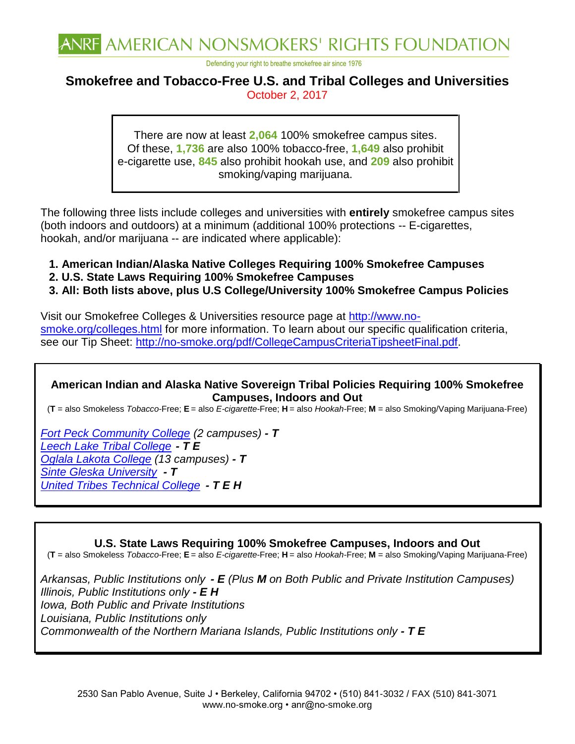# ANRF AMERICAN NONSMOKERS' RIGHTS FOUNDATION

Defending your right to breathe smokefree air since 1976

## Smokefree and Tobacco-Free U.S. and Tribal Colleges and Universities

October 2, 2017

> There are now at least **2,064** 100% smokefree campus sites. Of these, **1,736** are also 100% tobacco-free, **1,649** also prohibit e-cigarette use, **845** also prohibit hookah use, and **209** also prohibit smoking/vaping marijuana.

The following three lists include colleges and universities with **entirely** smokefree campus sites (both indoors and outdoors) at a minimum (additional 100% protections -- E-cigarettes, hookah, and/or marijuana -- are indicated where applicable):

1. **American Indian/Alaska Native Colleges Requiring 100% Smokefree Campuses**
2. **U.S. State Laws Requiring 100% Smokefree Campuses**
3. **All: Both lists above, plus U.S College/University 100% Smokefree Campus Policies**

Visit our Smokefree Colleges & Universities resource page at http://www.no-smoke.org/colleges.html for more information. To learn about our specific qualification criteria, see our Tip Sheet: http://no-smoke.org/pdf/CollegeCampusCriteriaTipsheetFinal.pdf.

### American Indian and Alaska Native Sovereign Tribal Policies Requiring 100% Smokefree Campuses, Indoors and Out

(**T** = also Smokeless *Tobacco*-Free; **E** = also *E-cigarette*-Free; **H** = also *Hookah*-Free; **M** = also Smoking/Vaping Marijuana-Free)

*Fort Peck Community College (2 campuses)* ***- T***
*Leech Lake Tribal College* ***- T E***
*Oglala Lakota College (13 campuses)* ***- T***
*Sinte Gleska University* ***- T***
*United Tribes Technical College* ***- T E H***

### U.S. State Laws Requiring 100% Smokefree Campuses, Indoors and Out

(**T** = also Smokeless *Tobacco*-Free; **E** = also *E-cigarette*-Free; **H** = also *Hookah*-Free; **M** = also Smoking/Vaping Marijuana-Free)

*Arkansas, Public Institutions only* ***- E*** *(Plus* ***M*** *on Both Public and Private Institution Campuses)*
*Illinois, Public Institutions only* ***- E H***
*Iowa, Both Public and Private Institutions*
*Louisiana, Public Institutions only*
*Commonwealth of the Northern Mariana Islands, Public Institutions only* ***- T E***

2530 San Pablo Avenue, Suite J • Berkeley, California 94702 • (510) 841-3032 / FAX (510) 841-3071
www.no-smoke.org • anr@no-smoke.org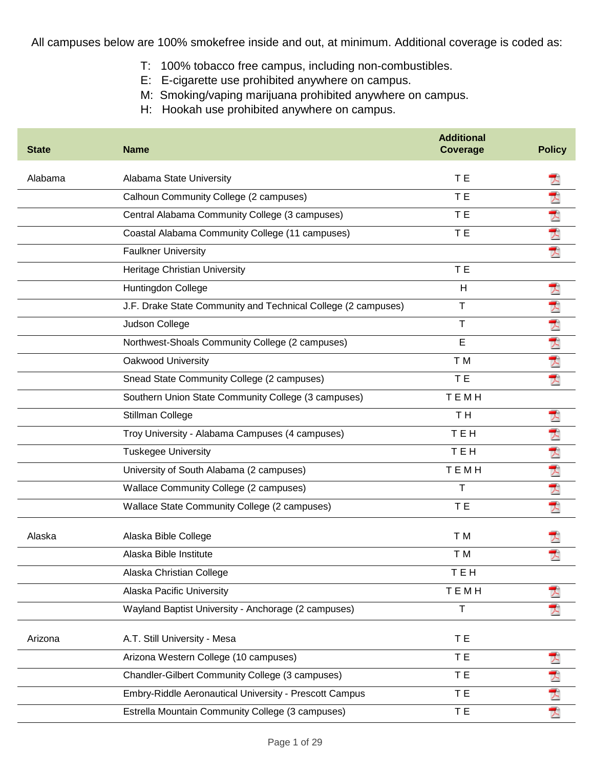All campuses below are 100% smokefree inside and out, at minimum. Additional coverage is coded as:

- T: 100% tobacco free campus, including non-combustibles.
- E: E-cigarette use prohibited anywhere on campus.
- M: Smoking/vaping marijuana prohibited anywhere on campus.
- H: Hookah use prohibited anywhere on campus.

| State | Name | Additional Coverage | Policy |
|---|---|---|---|
| Alabama | Alabama State University | T E | PDF |
| | Calhoun Community College (2 campuses) | T E | PDF |
| | Central Alabama Community College (3 campuses) | T E | PDF |
| | Coastal Alabama Community College (11 campuses) | T E | PDF |
| | Faulkner University | | PDF |
| | Heritage Christian University | T E | |
| | Huntingdon College | H | PDF |
| | J.F. Drake State Community and Technical College (2 campuses) | T | PDF |
| | Judson College | T | PDF |
| | Northwest-Shoals Community College (2 campuses) | E | PDF |
| | Oakwood University | T M | PDF |
| | Snead State Community College (2 campuses) | T E | PDF |
| | Southern Union State Community College (3 campuses) | T E M H | |
| | Stillman College | T H | PDF |
| | Troy University - Alabama Campuses (4 campuses) | T E H | PDF |
| | Tuskegee University | T E H | PDF |
| | University of South Alabama (2 campuses) | T E M H | PDF |
| | Wallace Community College (2 campuses) | T | PDF |
| | Wallace State Community College (2 campuses) | T E | PDF |
| Alaska | Alaska Bible College | T M | PDF |
| | Alaska Bible Institute | T M | PDF |
| | Alaska Christian College | T E H | |
| | Alaska Pacific University | T E M H | PDF |
| | Wayland Baptist University - Anchorage (2 campuses) | T | PDF |
| Arizona | A.T. Still University - Mesa | T E | |
| | Arizona Western College (10 campuses) | T E | PDF |
| | Chandler-Gilbert Community College (3 campuses) | T E | PDF |
| | Embry-Riddle Aeronautical University - Prescott Campus | T E | PDF |
| | Estrella Mountain Community College (3 campuses) | T E | PDF |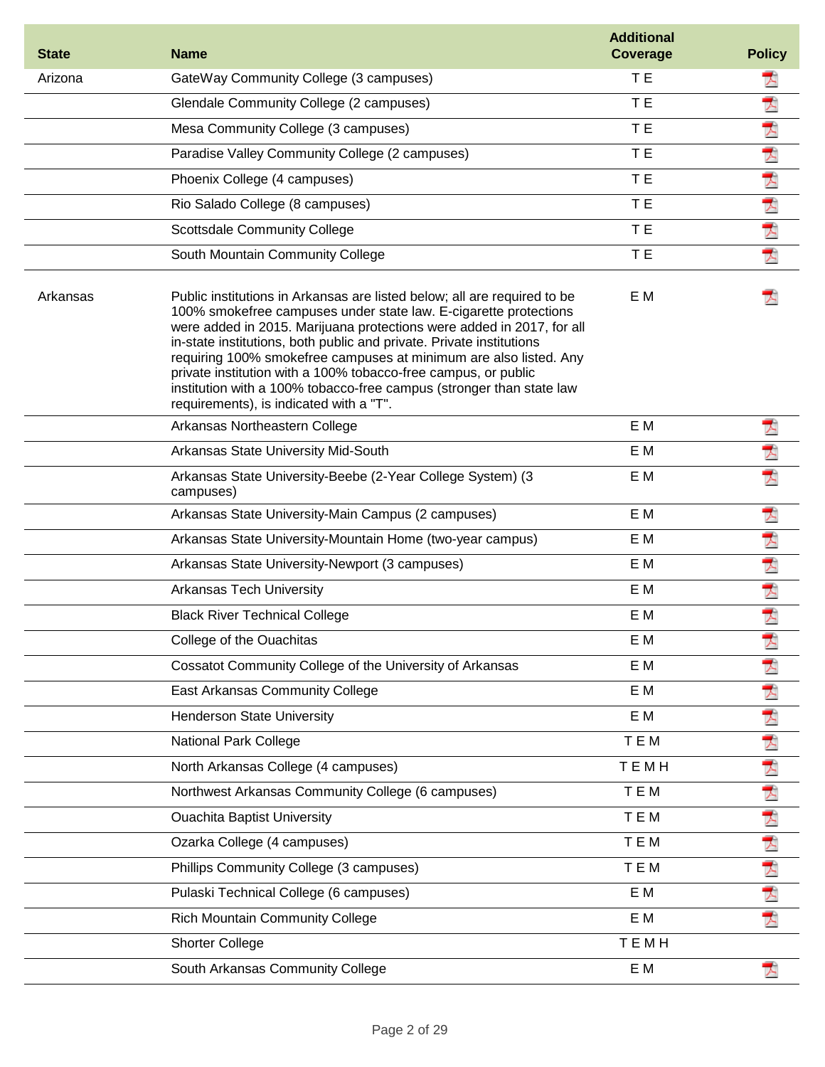| State | Name | Additional Coverage | Policy |
|---|---|---|---|
| Arizona | GateWay Community College (3 campuses) | T E | |
| | Glendale Community College (2 campuses) | T E | |
| | Mesa Community College (3 campuses) | T E | |
| | Paradise Valley Community College (2 campuses) | T E | |
| | Phoenix College (4 campuses) | T E | |
| | Rio Salado College (8 campuses) | T E | |
| | Scottsdale Community College | T E | |
| | South Mountain Community College | T E | |
| Arkansas | Public institutions in Arkansas are listed below; all are required to be 100% smokefree campuses under state law. E-cigarette protections were added in 2015. Marijuana protections were added in 2017, for all in-state institutions, both public and private. Private institutions requiring 100% smokefree campuses at minimum are also listed. Any private institution with a 100% tobacco-free campus, or public institution with a 100% tobacco-free campus (stronger than state law requirements), is indicated with a "T". | E M | |
| | Arkansas Northeastern College | E M | |
| | Arkansas State University Mid-South | E M | |
| | Arkansas State University-Beebe (2-Year College System) (3 campuses) | E M | |
| | Arkansas State University-Main Campus (2 campuses) | E M | |
| | Arkansas State University-Mountain Home (two-year campus) | E M | |
| | Arkansas State University-Newport (3 campuses) | E M | |
| | Arkansas Tech University | E M | |
| | Black River Technical College | E M | |
| | College of the Ouachitas | E M | |
| | Cossatot Community College of the University of Arkansas | E M | |
| | East Arkansas Community College | E M | |
| | Henderson State University | E M | |
| | National Park College | T E M | |
| | North Arkansas College (4 campuses) | T E M H | |
| | Northwest Arkansas Community College (6 campuses) | T E M | |
| | Ouachita Baptist University | T E M | |
| | Ozarka College (4 campuses) | T E M | |
| | Phillips Community College (3 campuses) | T E M | |
| | Pulaski Technical College (6 campuses) | E M | |
| | Rich Mountain Community College | E M | |
| | Shorter College | T E M H | |
| | South Arkansas Community College | E M | |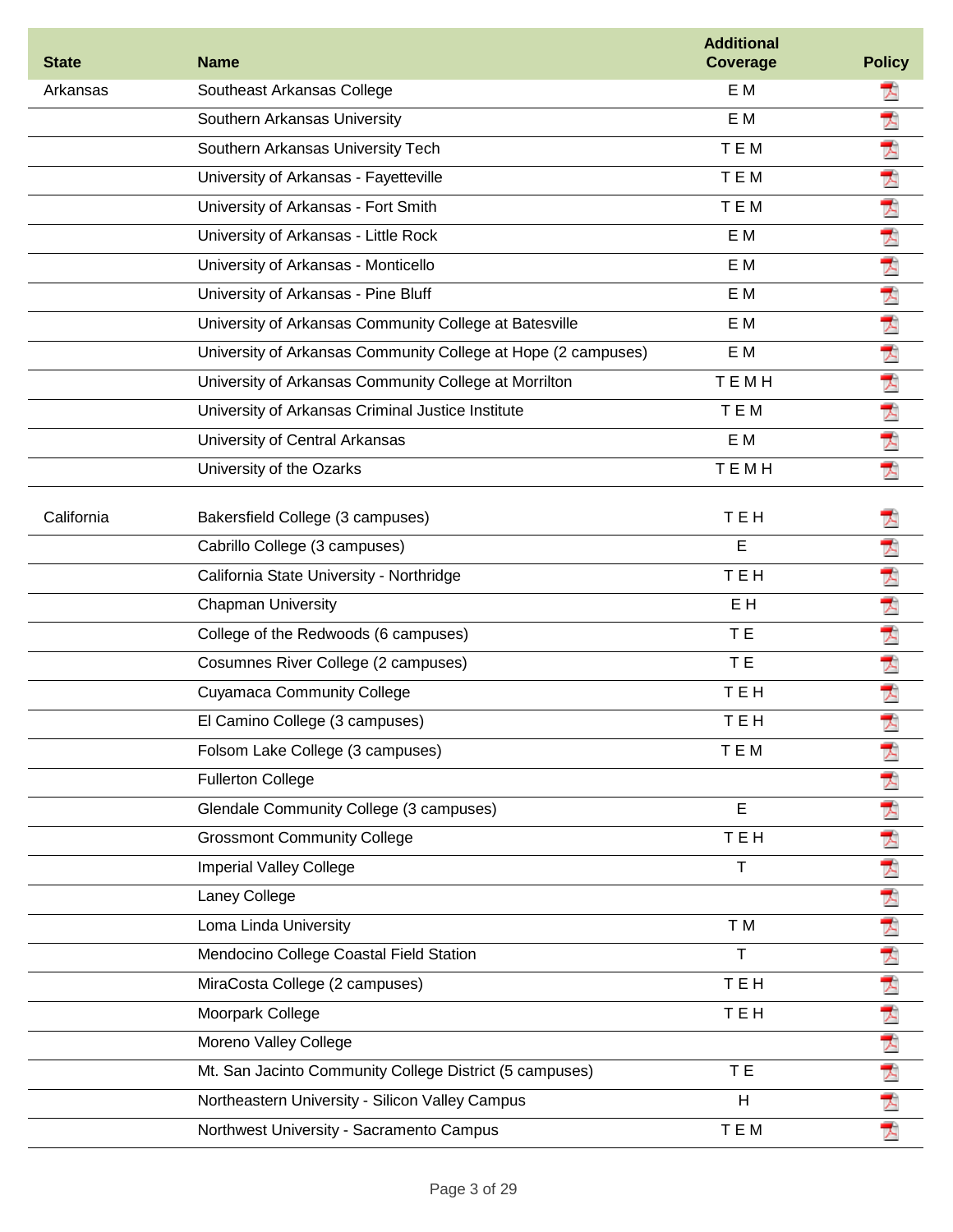| State | Name | Additional Coverage | Policy |
| --- | --- | --- | --- |
| Arkansas | Southeast Arkansas College | E M | |
| | Southern Arkansas University | E M | |
| | Southern Arkansas University Tech | T E M | |
| | University of Arkansas - Fayetteville | T E M | |
| | University of Arkansas - Fort Smith | T E M | |
| | University of Arkansas - Little Rock | E M | |
| | University of Arkansas - Monticello | E M | |
| | University of Arkansas - Pine Bluff | E M | |
| | University of Arkansas Community College at Batesville | E M | |
| | University of Arkansas Community College at Hope (2 campuses) | E M | |
| | University of Arkansas Community College at Morrilton | T E M H | |
| | University of Arkansas Criminal Justice Institute | T E M | |
| | University of Central Arkansas | E M | |
| | University of the Ozarks | T E M H | |
| California | Bakersfield College (3 campuses) | T E H | |
| | Cabrillo College (3 campuses) | E | |
| | California State University - Northridge | T E H | |
| | Chapman University | E H | |
| | College of the Redwoods (6 campuses) | T E | |
| | Cosumnes River College (2 campuses) | T E | |
| | Cuyamaca Community College | T E H | |
| | El Camino College (3 campuses) | T E H | |
| | Folsom Lake College (3 campuses) | T E M | |
| | Fullerton College | | |
| | Glendale Community College (3 campuses) | E | |
| | Grossmont Community College | T E H | |
| | Imperial Valley College | T | |
| | Laney College | | |
| | Loma Linda University | T M | |
| | Mendocino College Coastal Field Station | T | |
| | MiraCosta College (2 campuses) | T E H | |
| | Moorpark College | T E H | |
| | Moreno Valley College | | |
| | Mt. San Jacinto Community College District (5 campuses) | T E | |
| | Northeastern University - Silicon Valley Campus | H | |
| | Northwest University - Sacramento Campus | T E M | |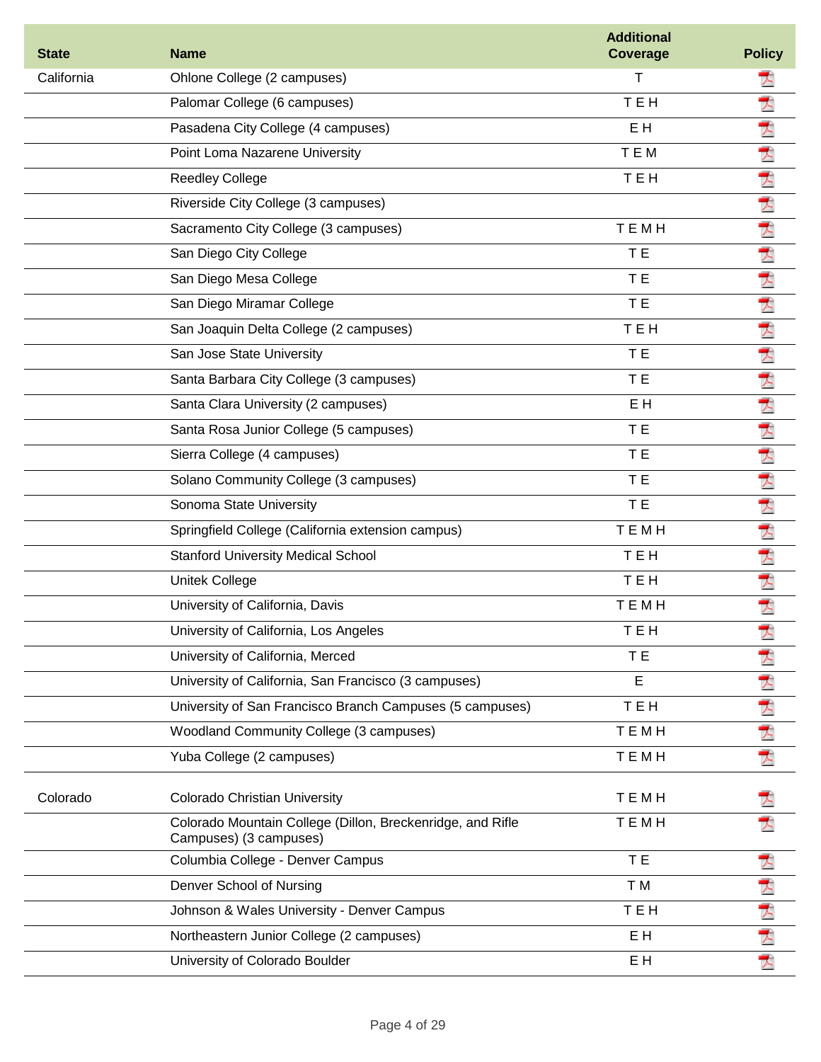| State | Name | Additional Coverage | Policy |
|---|---|---|---|
| California | Ohlone College (2 campuses) | T | |
| | Palomar College (6 campuses) | T E H | |
| | Pasadena City College (4 campuses) | E H | |
| | Point Loma Nazarene University | T E M | |
| | Reedley College | T E H | |
| | Riverside City College (3 campuses) | | |
| | Sacramento City College (3 campuses) | T E M H | |
| | San Diego City College | T E | |
| | San Diego Mesa College | T E | |
| | San Diego Miramar College | T E | |
| | San Joaquin Delta College (2 campuses) | T E H | |
| | San Jose State University | T E | |
| | Santa Barbara City College (3 campuses) | T E | |
| | Santa Clara University (2 campuses) | E H | |
| | Santa Rosa Junior College (5 campuses) | T E | |
| | Sierra College (4 campuses) | T E | |
| | Solano Community College (3 campuses) | T E | |
| | Sonoma State University | T E | |
| | Springfield College (California extension campus) | T E M H | |
| | Stanford University Medical School | T E H | |
| | Unitek College | T E H | |
| | University of California, Davis | T E M H | |
| | University of California, Los Angeles | T E H | |
| | University of California, Merced | T E | |
| | University of California, San Francisco (3 campuses) | E | |
| | University of San Francisco Branch Campuses (5 campuses) | T E H | |
| | Woodland Community College (3 campuses) | T E M H | |
| | Yuba College (2 campuses) | T E M H | |
| Colorado | Colorado Christian University | T E M H | |
| | Colorado Mountain College (Dillon, Breckenridge, and Rifle Campuses) (3 campuses) | T E M H | |
| | Columbia College - Denver Campus | T E | |
| | Denver School of Nursing | T M | |
| | Johnson & Wales University - Denver Campus | T E H | |
| | Northeastern Junior College (2 campuses) | E H | |
| | University of Colorado Boulder | E H | |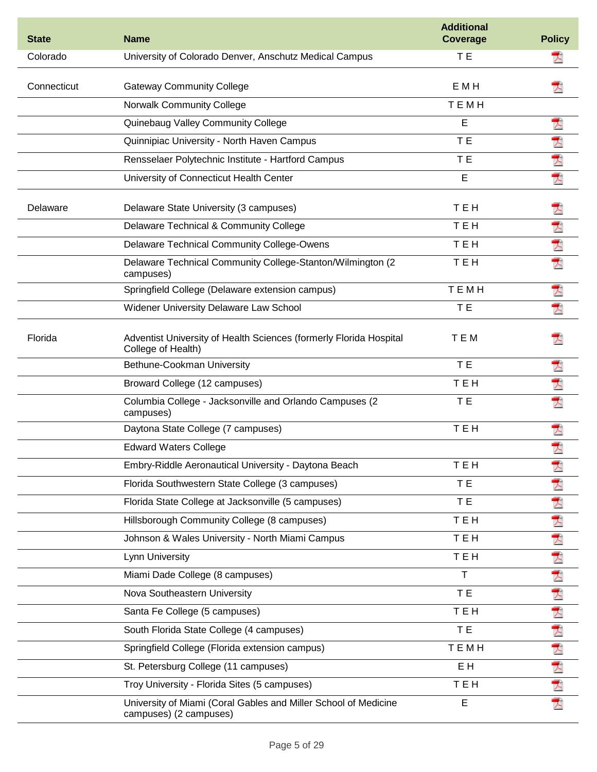| State | Name | Additional Coverage | Policy |
|---|---|---|---|
| Colorado | University of Colorado Denver, Anschutz Medical Campus | T E | |
| Connecticut | Gateway Community College | E M H | |
| | Norwalk Community College | T E M H | |
| | Quinebaug Valley Community College | E | |
| | Quinnipiac University - North Haven Campus | T E | |
| | Rensselaer Polytechnic Institute - Hartford Campus | T E | |
| | University of Connecticut Health Center | E | |
| Delaware | Delaware State University (3 campuses) | T E H | |
| | Delaware Technical & Community College | T E H | |
| | Delaware Technical Community College-Owens | T E H | |
| | Delaware Technical Community College-Stanton/Wilmington (2 campuses) | T E H | |
| | Springfield College (Delaware extension campus) | T E M H | |
| | Widener University Delaware Law School | T E | |
| Florida | Adventist University of Health Sciences (formerly Florida Hospital College of Health) | T E M | |
| | Bethune-Cookman University | T E | |
| | Broward College (12 campuses) | T E H | |
| | Columbia College - Jacksonville and Orlando Campuses (2 campuses) | T E | |
| | Daytona State College (7 campuses) | T E H | |
| | Edward Waters College | | |
| | Embry-Riddle Aeronautical University - Daytona Beach | T E H | |
| | Florida Southwestern State College (3 campuses) | T E | |
| | Florida State College at Jacksonville (5 campuses) | T E | |
| | Hillsborough Community College (8 campuses) | T E H | |
| | Johnson & Wales University - North Miami Campus | T E H | |
| | Lynn University | T E H | |
| | Miami Dade College (8 campuses) | T | |
| | Nova Southeastern University | T E | |
| | Santa Fe College (5 campuses) | T E H | |
| | South Florida State College (4 campuses) | T E | |
| | Springfield College (Florida extension campus) | T E M H | |
| | St. Petersburg College (11 campuses) | E H | |
| | Troy University - Florida Sites (5 campuses) | T E H | |
| | University of Miami (Coral Gables and Miller School of Medicine campuses) (2 campuses) | E | |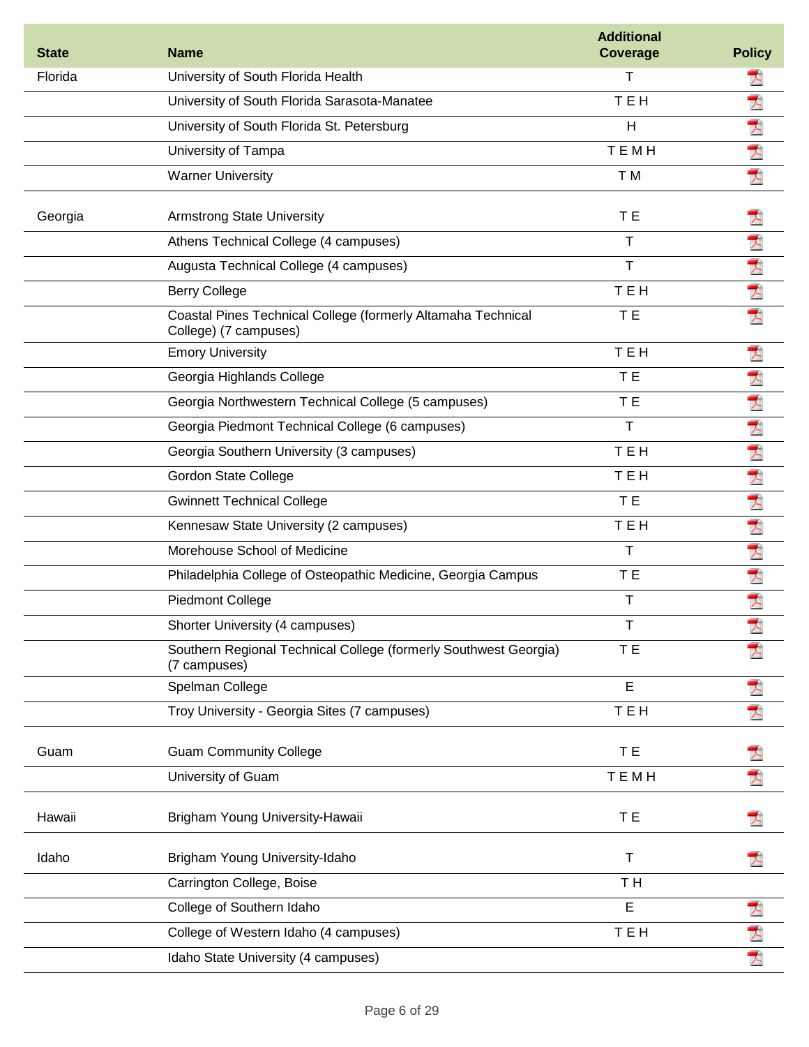| State | Name | Additional Coverage | Policy |
| --- | --- | --- | --- |
| Florida | University of South Florida Health | T | |
| | University of South Florida Sarasota-Manatee | T E H | |
| | University of South Florida St. Petersburg | H | |
| | University of Tampa | T E M H | |
| | Warner University | T M | |
| Georgia | Armstrong State University | T E | |
| | Athens Technical College (4 campuses) | T | |
| | Augusta Technical College (4 campuses) | T | |
| | Berry College | T E H | |
| | Coastal Pines Technical College (formerly Altamaha Technical College) (7 campuses) | T E | |
| | Emory University | T E H | |
| | Georgia Highlands College | T E | |
| | Georgia Northwestern Technical College (5 campuses) | T E | |
| | Georgia Piedmont Technical College (6 campuses) | T | |
| | Georgia Southern University (3 campuses) | T E H | |
| | Gordon State College | T E H | |
| | Gwinnett Technical College | T E | |
| | Kennesaw State University (2 campuses) | T E H | |
| | Morehouse School of Medicine | T | |
| | Philadelphia College of Osteopathic Medicine, Georgia Campus | T E | |
| | Piedmont College | T | |
| | Shorter University (4 campuses) | T | |
| | Southern Regional Technical College (formerly Southwest Georgia) (7 campuses) | T E | |
| | Spelman College | E | |
| | Troy University - Georgia Sites (7 campuses) | T E H | |
| Guam | Guam Community College | T E | |
| | University of Guam | T E M H | |
| Hawaii | Brigham Young University-Hawaii | T E | |
| Idaho | Brigham Young University-Idaho | T | |
| | Carrington College, Boise | T H | |
| | College of Southern Idaho | E | |
| | College of Western Idaho (4 campuses) | T E H | |
| | Idaho State University (4 campuses) | | |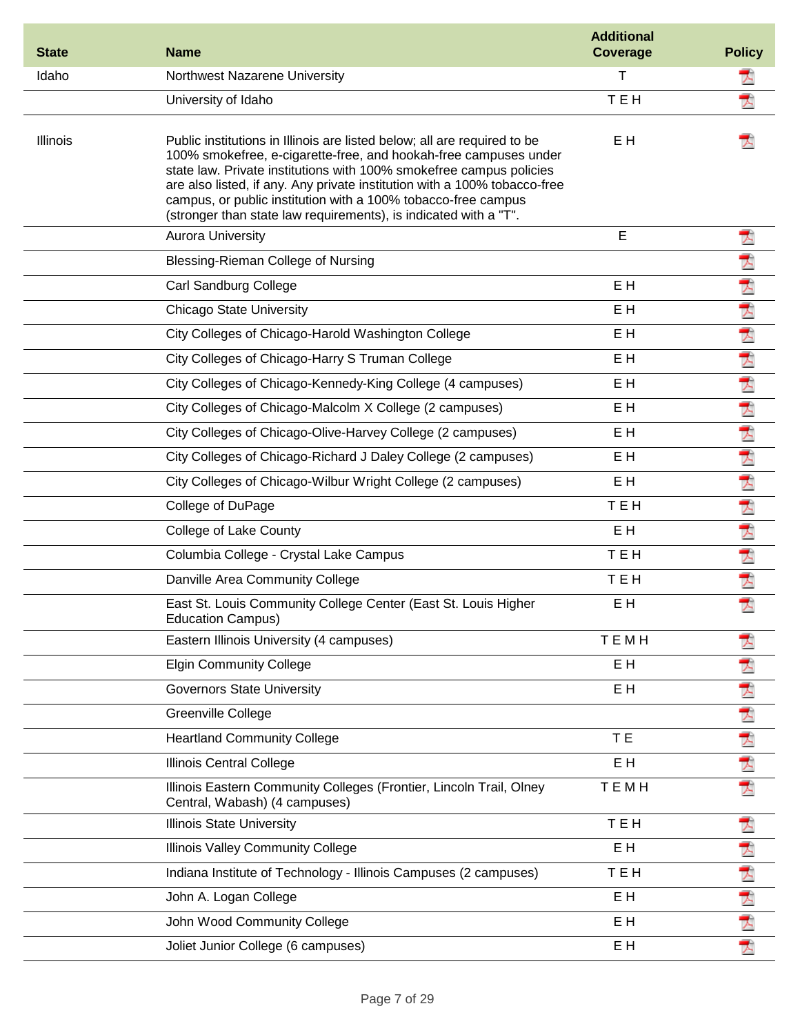| State | Name | Additional Coverage | Policy |
|---|---|---|---|
| Idaho | Northwest Nazarene University | T | |
| | University of Idaho | T E H | |
| Illinois | Public institutions in Illinois are listed below; all are required to be 100% smokefree, e-cigarette-free, and hookah-free campuses under state law. Private institutions with 100% smokefree campus policies are also listed, if any. Any private institution with a 100% tobacco-free campus, or public institution with a 100% tobacco-free campus (stronger than state law requirements), is indicated with a "T". | E H | |
| | Aurora University | E | |
| | Blessing-Rieman College of Nursing | | |
| | Carl Sandburg College | E H | |
| | Chicago State University | E H | |
| | City Colleges of Chicago-Harold Washington College | E H | |
| | City Colleges of Chicago-Harry S Truman College | E H | |
| | City Colleges of Chicago-Kennedy-King College (4 campuses) | E H | |
| | City Colleges of Chicago-Malcolm X College (2 campuses) | E H | |
| | City Colleges of Chicago-Olive-Harvey College (2 campuses) | E H | |
| | City Colleges of Chicago-Richard J Daley College (2 campuses) | E H | |
| | City Colleges of Chicago-Wilbur Wright College (2 campuses) | E H | |
| | College of DuPage | T E H | |
| | College of Lake County | E H | |
| | Columbia College - Crystal Lake Campus | T E H | |
| | Danville Area Community College | T E H | |
| | East St. Louis Community College Center (East St. Louis Higher Education Campus) | E H | |
| | Eastern Illinois University (4 campuses) | T E M H | |
| | Elgin Community College | E H | |
| | Governors State University | E H | |
| | Greenville College | | |
| | Heartland Community College | T E | |
| | Illinois Central College | E H | |
| | Illinois Eastern Community Colleges (Frontier, Lincoln Trail, Olney Central, Wabash) (4 campuses) | T E M H | |
| | Illinois State University | T E H | |
| | Illinois Valley Community College | E H | |
| | Indiana Institute of Technology - Illinois Campuses (2 campuses) | T E H | |
| | John A. Logan College | E H | |
| | John Wood Community College | E H | |
| | Joliet Junior College (6 campuses) | E H | |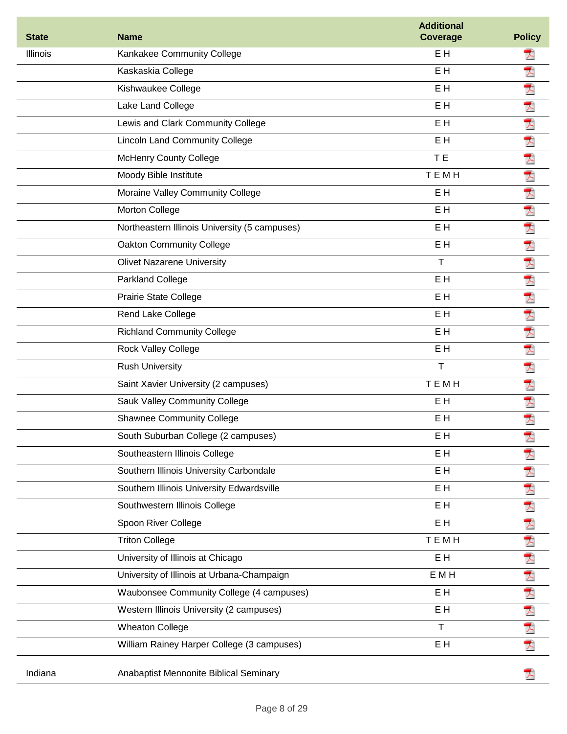| State | Name | Additional Coverage | Policy |
|---|---|---|---|
| Illinois | Kankakee Community College | E H | |
| | Kaskaskia College | E H | |
| | Kishwaukee College | E H | |
| | Lake Land College | E H | |
| | Lewis and Clark Community College | E H | |
| | Lincoln Land Community College | E H | |
| | McHenry County College | T E | |
| | Moody Bible Institute | T E M H | |
| | Moraine Valley Community College | E H | |
| | Morton College | E H | |
| | Northeastern Illinois University (5 campuses) | E H | |
| | Oakton Community College | E H | |
| | Olivet Nazarene University | T | |
| | Parkland College | E H | |
| | Prairie State College | E H | |
| | Rend Lake College | E H | |
| | Richland Community College | E H | |
| | Rock Valley College | E H | |
| | Rush University | T | |
| | Saint Xavier University (2 campuses) | T E M H | |
| | Sauk Valley Community College | E H | |
| | Shawnee Community College | E H | |
| | South Suburban College (2 campuses) | E H | |
| | Southeastern Illinois College | E H | |
| | Southern Illinois University Carbondale | E H | |
| | Southern Illinois University Edwardsville | E H | |
| | Southwestern Illinois College | E H | |
| | Spoon River College | E H | |
| | Triton College | T E M H | |
| | University of Illinois at Chicago | E H | |
| | University of Illinois at Urbana-Champaign | E M H | |
| | Waubonsee Community College (4 campuses) | E H | |
| | Western Illinois University (2 campuses) | E H | |
| | Wheaton College | T | |
| | William Rainey Harper College (3 campuses) | E H | |
| Indiana | Anabaptist Mennonite Biblical Seminary | | |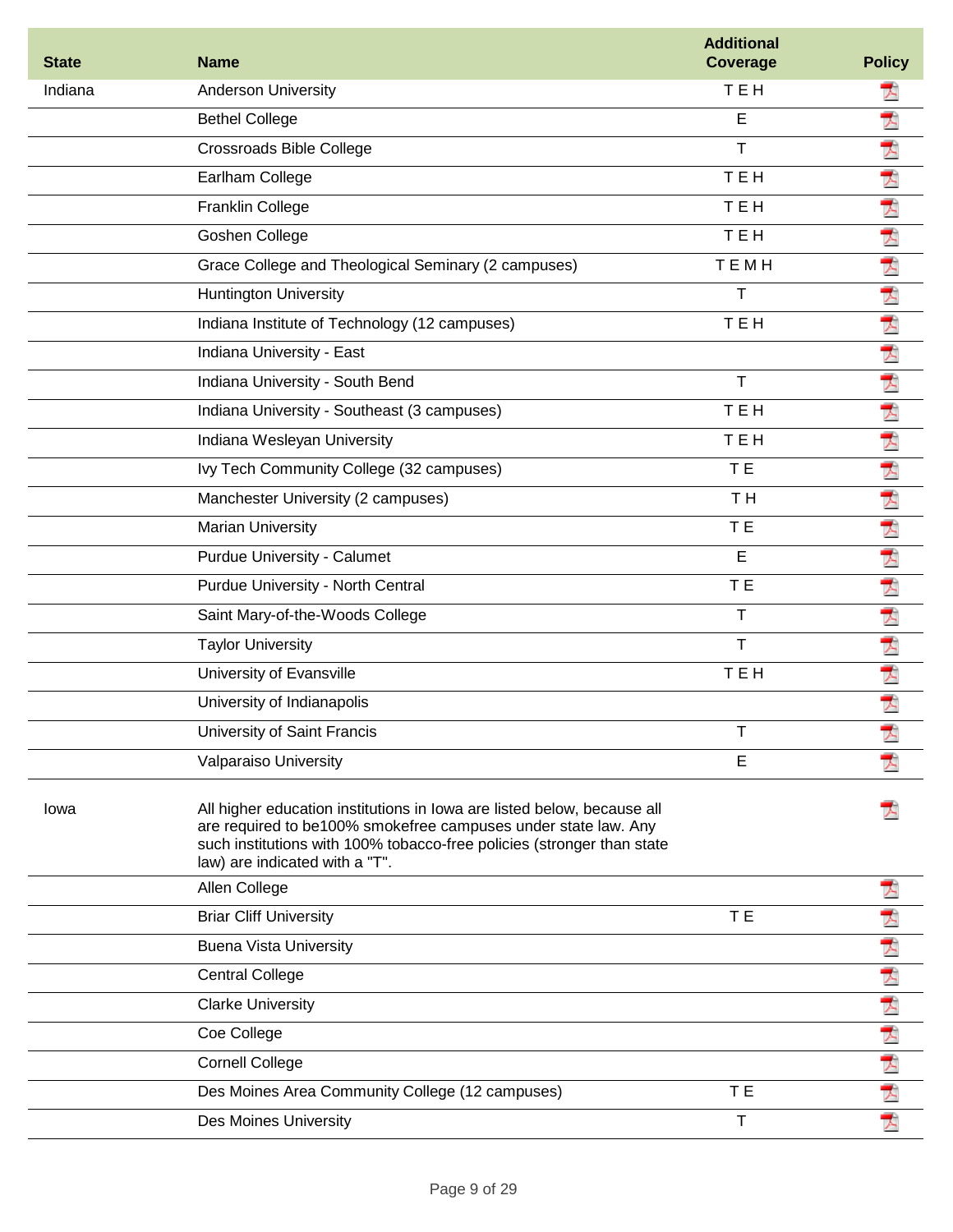| State | Name | Additional Coverage | Policy |
|---|---|---|---|
| Indiana | Anderson University | T E H | |
| | Bethel College | E | |
| | Crossroads Bible College | T | |
| | Earlham College | T E H | |
| | Franklin College | T E H | |
| | Goshen College | T E H | |
| | Grace College and Theological Seminary (2 campuses) | T E M H | |
| | Huntington University | T | |
| | Indiana Institute of Technology (12 campuses) | T E H | |
| | Indiana University - East | | |
| | Indiana University - South Bend | T | |
| | Indiana University - Southeast (3 campuses) | T E H | |
| | Indiana Wesleyan University | T E H | |
| | Ivy Tech Community College (32 campuses) | T E | |
| | Manchester University (2 campuses) | T H | |
| | Marian University | T E | |
| | Purdue University - Calumet | E | |
| | Purdue University - North Central | T E | |
| | Saint Mary-of-the-Woods College | T | |
| | Taylor University | T | |
| | University of Evansville | T E H | |
| | University of Indianapolis | | |
| | University of Saint Francis | T | |
| | Valparaiso University | E | |
| Iowa | All higher education institutions in Iowa are listed below, because all are required to be100% smokefree campuses under state law. Any such institutions with 100% tobacco-free policies (stronger than state law) are indicated with a "T". | | |
| | Allen College | | |
| | Briar Cliff University | T E | |
| | Buena Vista University | | |
| | Central College | | |
| | Clarke University | | |
| | Coe College | | |
| | Cornell College | | |
| | Des Moines Area Community College (12 campuses) | T E | |
| | Des Moines University | T | |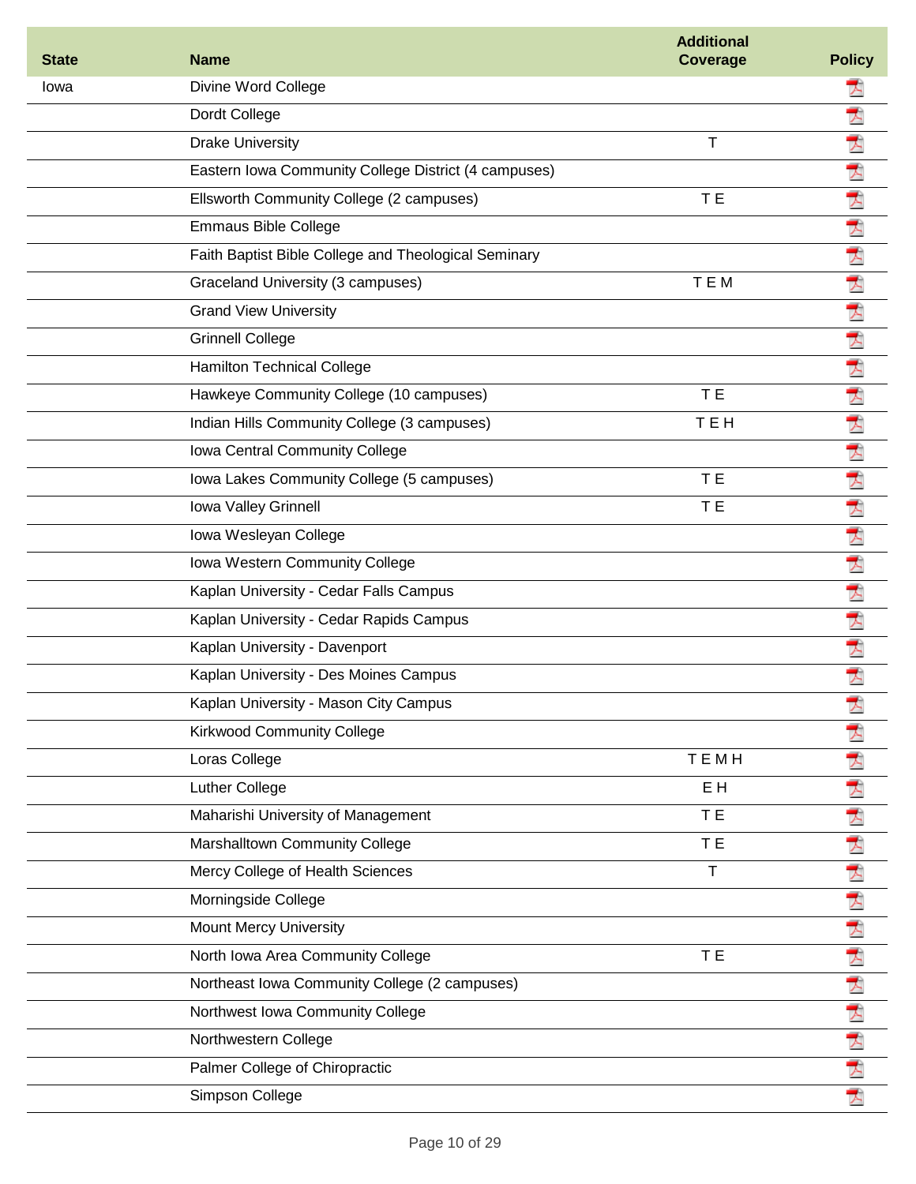| State | Name | Additional Coverage | Policy |
| --- | --- | --- | --- |
| Iowa | Divine Word College | | |
| | Dordt College | | |
| | Drake University | T | |
| | Eastern Iowa Community College District (4 campuses) | | |
| | Ellsworth Community College (2 campuses) | T E | |
| | Emmaus Bible College | | |
| | Faith Baptist Bible College and Theological Seminary | | |
| | Graceland University (3 campuses) | T E M | |
| | Grand View University | | |
| | Grinnell College | | |
| | Hamilton Technical College | | |
| | Hawkeye Community College (10 campuses) | T E | |
| | Indian Hills Community College (3 campuses) | T E H | |
| | Iowa Central Community College | | |
| | Iowa Lakes Community College (5 campuses) | T E | |
| | Iowa Valley Grinnell | T E | |
| | Iowa Wesleyan College | | |
| | Iowa Western Community College | | |
| | Kaplan University - Cedar Falls Campus | | |
| | Kaplan University - Cedar Rapids Campus | | |
| | Kaplan University - Davenport | | |
| | Kaplan University - Des Moines Campus | | |
| | Kaplan University - Mason City Campus | | |
| | Kirkwood Community College | | |
| | Loras College | T E M H | |
| | Luther College | E H | |
| | Maharishi University of Management | T E | |
| | Marshalltown Community College | T E | |
| | Mercy College of Health Sciences | T | |
| | Morningside College | | |
| | Mount Mercy University | | |
| | North Iowa Area Community College | T E | |
| | Northeast Iowa Community College (2 campuses) | | |
| | Northwest Iowa Community College | | |
| | Northwestern College | | |
| | Palmer College of Chiropractic | | |
| | Simpson College | | |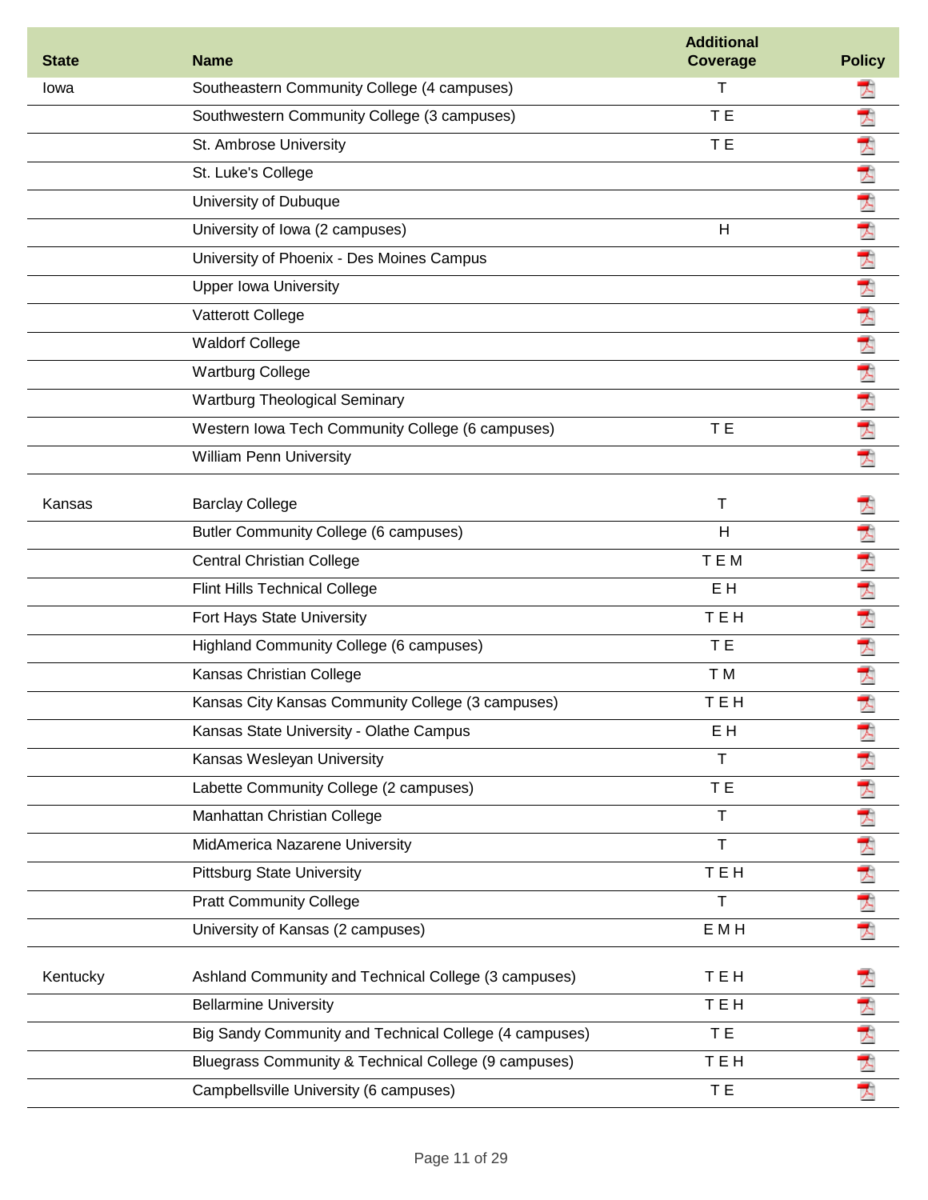| State | Name | Additional Coverage | Policy |
|---|---|---|---|
| Iowa | Southeastern Community College (4 campuses) | T | |
| | Southwestern Community College (3 campuses) | T E | |
| | St. Ambrose University | T E | |
| | St. Luke's College | | |
| | University of Dubuque | | |
| | University of Iowa (2 campuses) | H | |
| | University of Phoenix - Des Moines Campus | | |
| | Upper Iowa University | | |
| | Vatterott College | | |
| | Waldorf College | | |
| | Wartburg College | | |
| | Wartburg Theological Seminary | | |
| | Western Iowa Tech Community College (6 campuses) | T E | |
| | William Penn University | | |
| Kansas | Barclay College | T | |
| | Butler Community College (6 campuses) | H | |
| | Central Christian College | T E M | |
| | Flint Hills Technical College | E H | |
| | Fort Hays State University | T E H | |
| | Highland Community College (6 campuses) | T E | |
| | Kansas Christian College | T M | |
| | Kansas City Kansas Community College (3 campuses) | T E H | |
| | Kansas State University - Olathe Campus | E H | |
| | Kansas Wesleyan University | T | |
| | Labette Community College (2 campuses) | T E | |
| | Manhattan Christian College | T | |
| | MidAmerica Nazarene University | T | |
| | Pittsburg State University | T E H | |
| | Pratt Community College | T | |
| | University of Kansas (2 campuses) | E M H | |
| Kentucky | Ashland Community and Technical College (3 campuses) | T E H | |
| | Bellarmine University | T E H | |
| | Big Sandy Community and Technical College (4 campuses) | T E | |
| | Bluegrass Community & Technical College (9 campuses) | T E H | |
| | Campbellsville University (6 campuses) | T E | |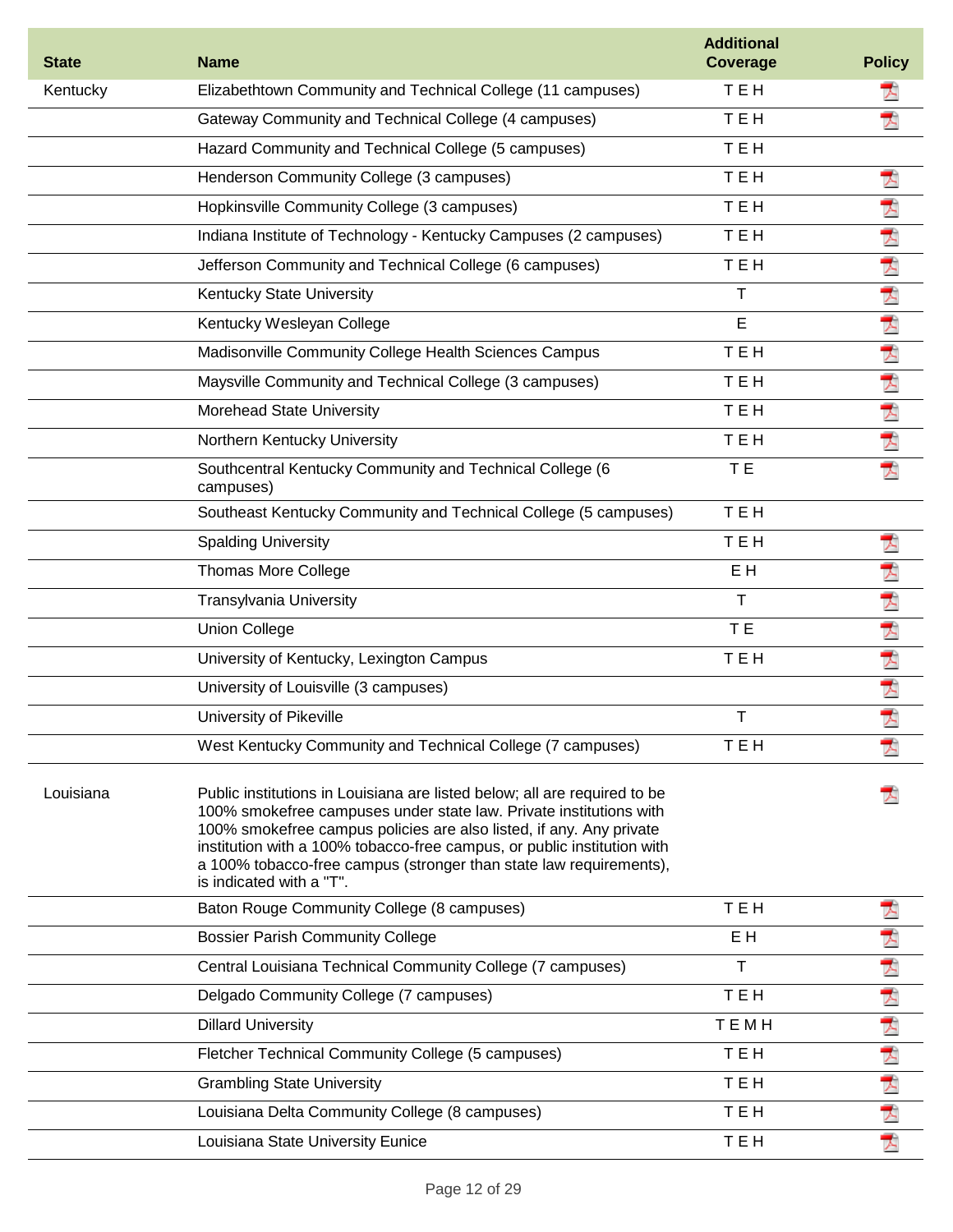| State | Name | Additional Coverage | Policy |
|---|---|---|---|
| Kentucky | Elizabethtown Community and Technical College (11 campuses) | T E H | PDF |
| | Gateway Community and Technical College (4 campuses) | T E H | PDF |
| | Hazard Community and Technical College (5 campuses) | T E H | |
| | Henderson Community College (3 campuses) | T E H | PDF |
| | Hopkinsville Community College (3 campuses) | T E H | PDF |
| | Indiana Institute of Technology - Kentucky Campuses (2 campuses) | T E H | PDF |
| | Jefferson Community and Technical College (6 campuses) | T E H | PDF |
| | Kentucky State University | T | PDF |
| | Kentucky Wesleyan College | E | PDF |
| | Madisonville Community College Health Sciences Campus | T E H | PDF |
| | Maysville Community and Technical College (3 campuses) | T E H | PDF |
| | Morehead State University | T E H | PDF |
| | Northern Kentucky University | T E H | PDF |
| | Southcentral Kentucky Community and Technical College (6 campuses) | T E | PDF |
| | Southeast Kentucky Community and Technical College (5 campuses) | T E H | |
| | Spalding University | T E H | PDF |
| | Thomas More College | E H | PDF |
| | Transylvania University | T | PDF |
| | Union College | T E | PDF |
| | University of Kentucky, Lexington Campus | T E H | PDF |
| | University of Louisville (3 campuses) | | PDF |
| | University of Pikeville | T | PDF |
| | West Kentucky Community and Technical College (7 campuses) | T E H | PDF |
| Louisiana | Public institutions in Louisiana are listed below; all are required to be 100% smokefree campuses under state law. Private institutions with 100% smokefree campus policies are also listed, if any. Any private institution with a 100% tobacco-free campus, or public institution with a 100% tobacco-free campus (stronger than state law requirements), is indicated with a "T". | | PDF |
| | Baton Rouge Community College (8 campuses) | T E H | PDF |
| | Bossier Parish Community College | E H | PDF |
| | Central Louisiana Technical Community College (7 campuses) | T | PDF |
| | Delgado Community College (7 campuses) | T E H | PDF |
| | Dillard University | T E M H | PDF |
| | Fletcher Technical Community College (5 campuses) | T E H | PDF |
| | Grambling State University | T E H | PDF |
| | Louisiana Delta Community College (8 campuses) | T E H | PDF |
| | Louisiana State University Eunice | T E H | PDF |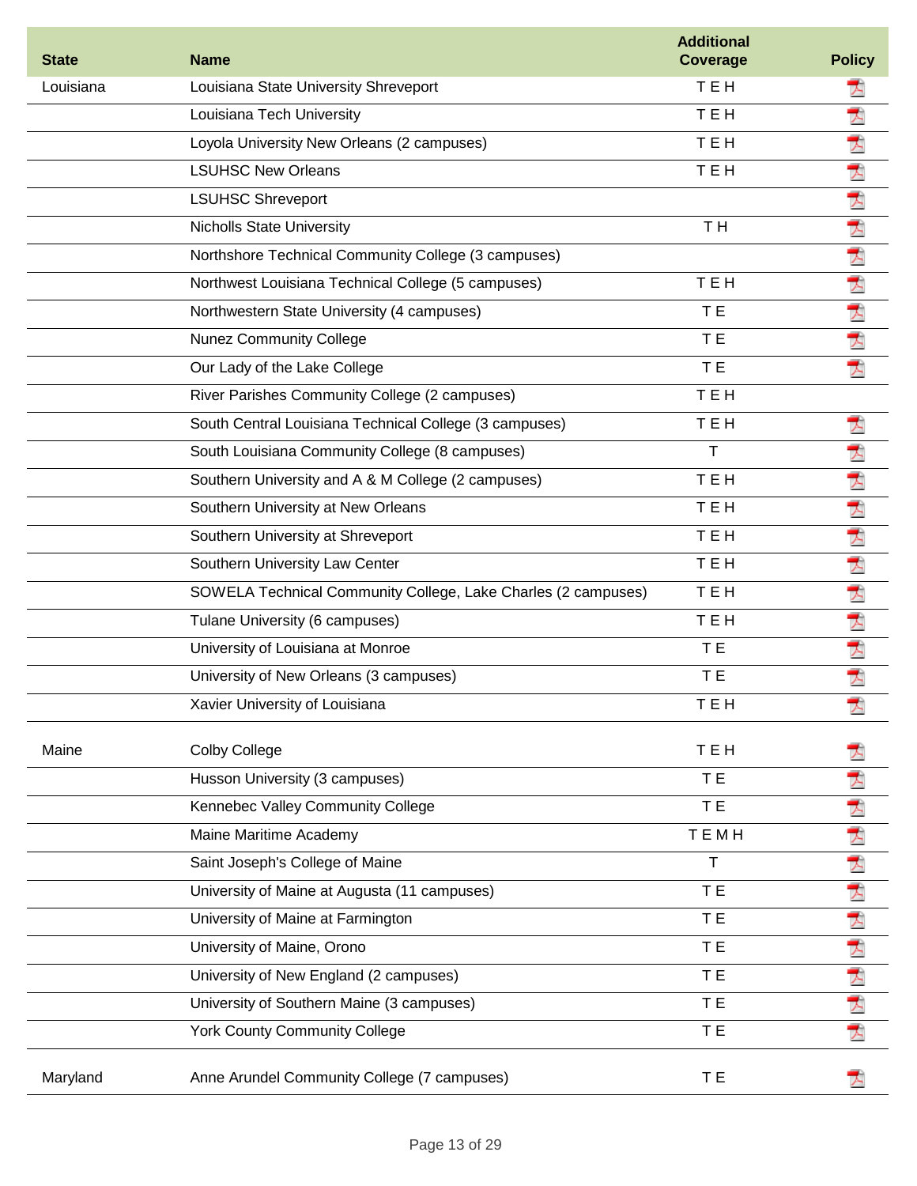| State | Name | Additional Coverage | Policy |
|---|---|---|---|
| Louisiana | Louisiana State University Shreveport | T E H | |
| | Louisiana Tech University | T E H | |
| | Loyola University New Orleans (2 campuses) | T E H | |
| | LSUHSC New Orleans | T E H | |
| | LSUHSC Shreveport | | |
| | Nicholls State University | T H | |
| | Northshore Technical Community College (3 campuses) | | |
| | Northwest Louisiana Technical College (5 campuses) | T E H | |
| | Northwestern State University (4 campuses) | T E | |
| | Nunez Community College | T E | |
| | Our Lady of the Lake College | T E | |
| | River Parishes Community College (2 campuses) | T E H | |
| | South Central Louisiana Technical College (3 campuses) | T E H | |
| | South Louisiana Community College (8 campuses) | T | |
| | Southern University and A & M College (2 campuses) | T E H | |
| | Southern University at New Orleans | T E H | |
| | Southern University at Shreveport | T E H | |
| | Southern University Law Center | T E H | |
| | SOWELA Technical Community College, Lake Charles (2 campuses) | T E H | |
| | Tulane University (6 campuses) | T E H | |
| | University of Louisiana at Monroe | T E | |
| | University of New Orleans (3 campuses) | T E | |
| | Xavier University of Louisiana | T E H | |
| Maine | Colby College | T E H | |
| | Husson University (3 campuses) | T E | |
| | Kennebec Valley Community College | T E | |
| | Maine Maritime Academy | T E M H | |
| | Saint Joseph's College of Maine | T | |
| | University of Maine at Augusta (11 campuses) | T E | |
| | University of Maine at Farmington | T E | |
| | University of Maine, Orono | T E | |
| | University of New England (2 campuses) | T E | |
| | University of Southern Maine (3 campuses) | T E | |
| | York County Community College | T E | |
| Maryland | Anne Arundel Community College (7 campuses) | T E | |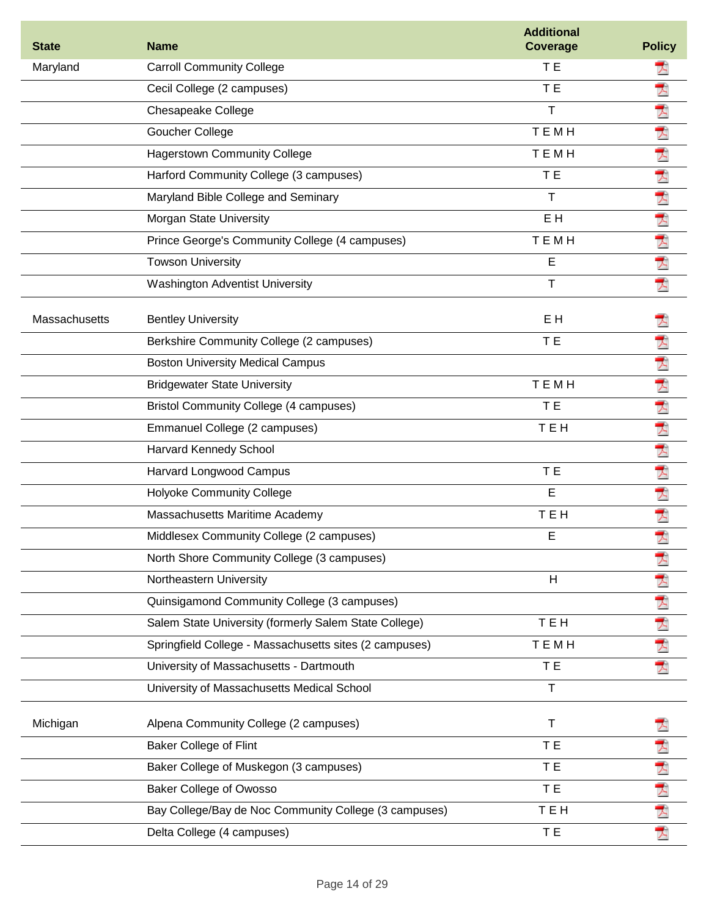| State | Name | Additional Coverage | Policy |
| --- | --- | --- | --- |
| Maryland | Carroll Community College | T E | |
| | Cecil College (2 campuses) | T E | |
| | Chesapeake College | T | |
| | Goucher College | T E M H | |
| | Hagerstown Community College | T E M H | |
| | Harford Community College (3 campuses) | T E | |
| | Maryland Bible College and Seminary | T | |
| | Morgan State University | E H | |
| | Prince George's Community College (4 campuses) | T E M H | |
| | Towson University | E | |
| | Washington Adventist University | T | |
| Massachusetts | Bentley University | E H | |
| | Berkshire Community College (2 campuses) | T E | |
| | Boston University Medical Campus | | |
| | Bridgewater State University | T E M H | |
| | Bristol Community College (4 campuses) | T E | |
| | Emmanuel College (2 campuses) | T E H | |
| | Harvard Kennedy School | | |
| | Harvard Longwood Campus | T E | |
| | Holyoke Community College | E | |
| | Massachusetts Maritime Academy | T E H | |
| | Middlesex Community College (2 campuses) | E | |
| | North Shore Community College (3 campuses) | | |
| | Northeastern University | H | |
| | Quinsigamond Community College (3 campuses) | | |
| | Salem State University (formerly Salem State College) | T E H | |
| | Springfield College - Massachusetts sites (2 campuses) | T E M H | |
| | University of Massachusetts - Dartmouth | T E | |
| | University of Massachusetts Medical School | T | |
| Michigan | Alpena Community College (2 campuses) | T | |
| | Baker College of Flint | T E | |
| | Baker College of Muskegon (3 campuses) | T E | |
| | Baker College of Owosso | T E | |
| | Bay College/Bay de Noc Community College (3 campuses) | T E H | |
| | Delta College (4 campuses) | T E | |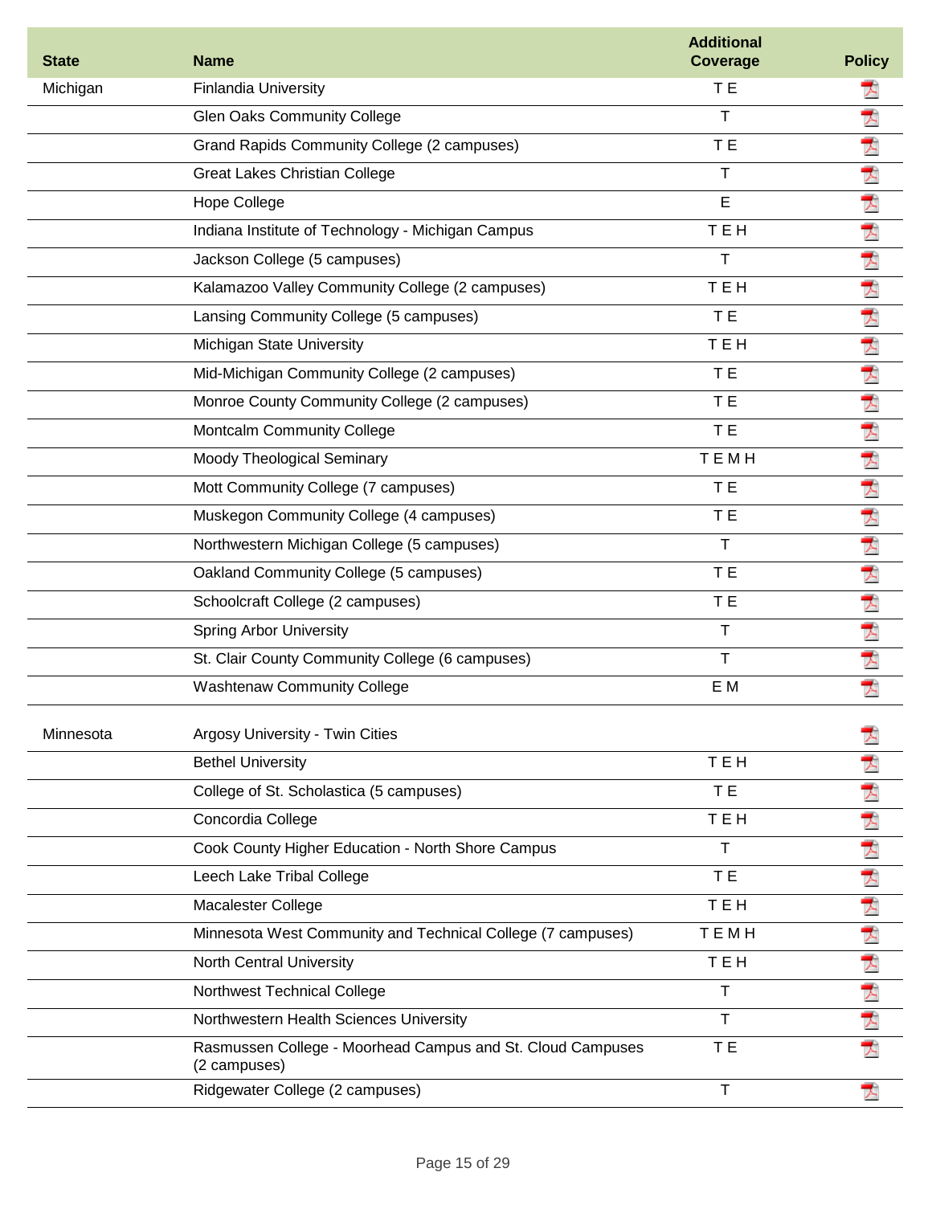| State | Name | Additional Coverage | Policy |
|---|---|---|---|
| Michigan | Finlandia University | T E | |
| | Glen Oaks Community College | T | |
| | Grand Rapids Community College (2 campuses) | T E | |
| | Great Lakes Christian College | T | |
| | Hope College | E | |
| | Indiana Institute of Technology - Michigan Campus | T E H | |
| | Jackson College (5 campuses) | T | |
| | Kalamazoo Valley Community College (2 campuses) | T E H | |
| | Lansing Community College (5 campuses) | T E | |
| | Michigan State University | T E H | |
| | Mid-Michigan Community College (2 campuses) | T E | |
| | Monroe County Community College (2 campuses) | T E | |
| | Montcalm Community College | T E | |
| | Moody Theological Seminary | T E M H | |
| | Mott Community College (7 campuses) | T E | |
| | Muskegon Community College (4 campuses) | T E | |
| | Northwestern Michigan College (5 campuses) | T | |
| | Oakland Community College (5 campuses) | T E | |
| | Schoolcraft College (2 campuses) | T E | |
| | Spring Arbor University | T | |
| | St. Clair County Community College (6 campuses) | T | |
| | Washtenaw Community College | E M | |
| Minnesota | Argosy University - Twin Cities | | |
| | Bethel University | T E H | |
| | College of St. Scholastica (5 campuses) | T E | |
| | Concordia College | T E H | |
| | Cook County Higher Education - North Shore Campus | T | |
| | Leech Lake Tribal College | T E | |
| | Macalester College | T E H | |
| | Minnesota West Community and Technical College (7 campuses) | T E M H | |
| | North Central University | T E H | |
| | Northwest Technical College | T | |
| | Northwestern Health Sciences University | T | |
| | Rasmussen College - Moorhead Campus and St. Cloud Campuses (2 campuses) | T E | |
| | Ridgewater College (2 campuses) | T | |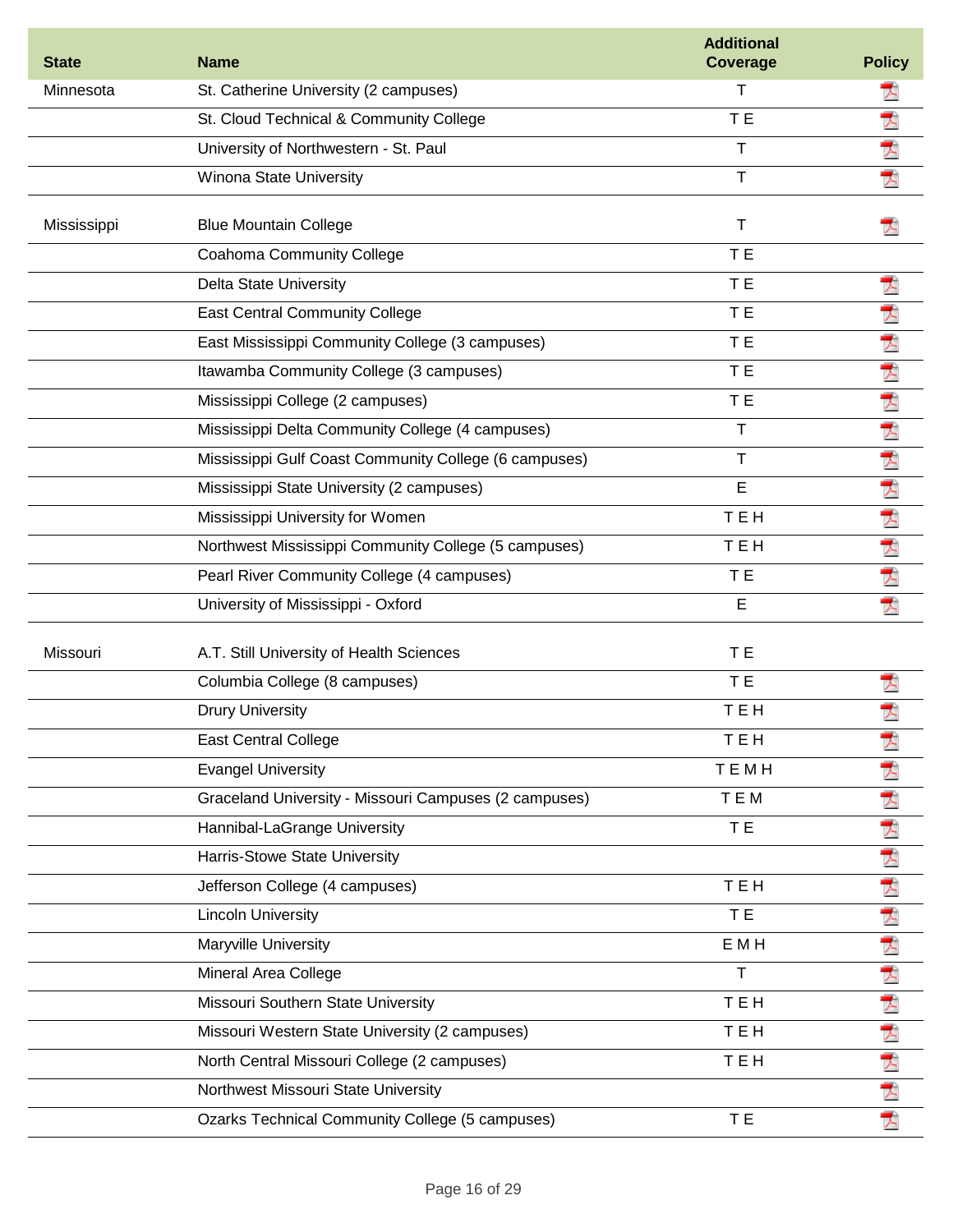| State | Name | Additional Coverage | Policy |
| --- | --- | --- | --- |
| Minnesota | St. Catherine University (2 campuses) | T | |
| | St. Cloud Technical & Community College | T E | |
| | University of Northwestern - St. Paul | T | |
| | Winona State University | T | |
| Mississippi | Blue Mountain College | T | |
| | Coahoma Community College | T E | |
| | Delta State University | T E | |
| | East Central Community College | T E | |
| | East Mississippi Community College (3 campuses) | T E | |
| | Itawamba Community College (3 campuses) | T E | |
| | Mississippi College (2 campuses) | T E | |
| | Mississippi Delta Community College (4 campuses) | T | |
| | Mississippi Gulf Coast Community College (6 campuses) | T | |
| | Mississippi State University (2 campuses) | E | |
| | Mississippi University for Women | T E H | |
| | Northwest Mississippi Community College (5 campuses) | T E H | |
| | Pearl River Community College (4 campuses) | T E | |
| | University of Mississippi - Oxford | E | |
| Missouri | A.T. Still University of Health Sciences | T E | |
| | Columbia College (8 campuses) | T E | |
| | Drury University | T E H | |
| | East Central College | T E H | |
| | Evangel University | T E M H | |
| | Graceland University - Missouri Campuses (2 campuses) | T E M | |
| | Hannibal-LaGrange University | T E | |
| | Harris-Stowe State University | | |
| | Jefferson College (4 campuses) | T E H | |
| | Lincoln University | T E | |
| | Maryville University | E M H | |
| | Mineral Area College | T | |
| | Missouri Southern State University | T E H | |
| | Missouri Western State University (2 campuses) | T E H | |
| | North Central Missouri College (2 campuses) | T E H | |
| | Northwest Missouri State University | | |
| | Ozarks Technical Community College (5 campuses) | T E | |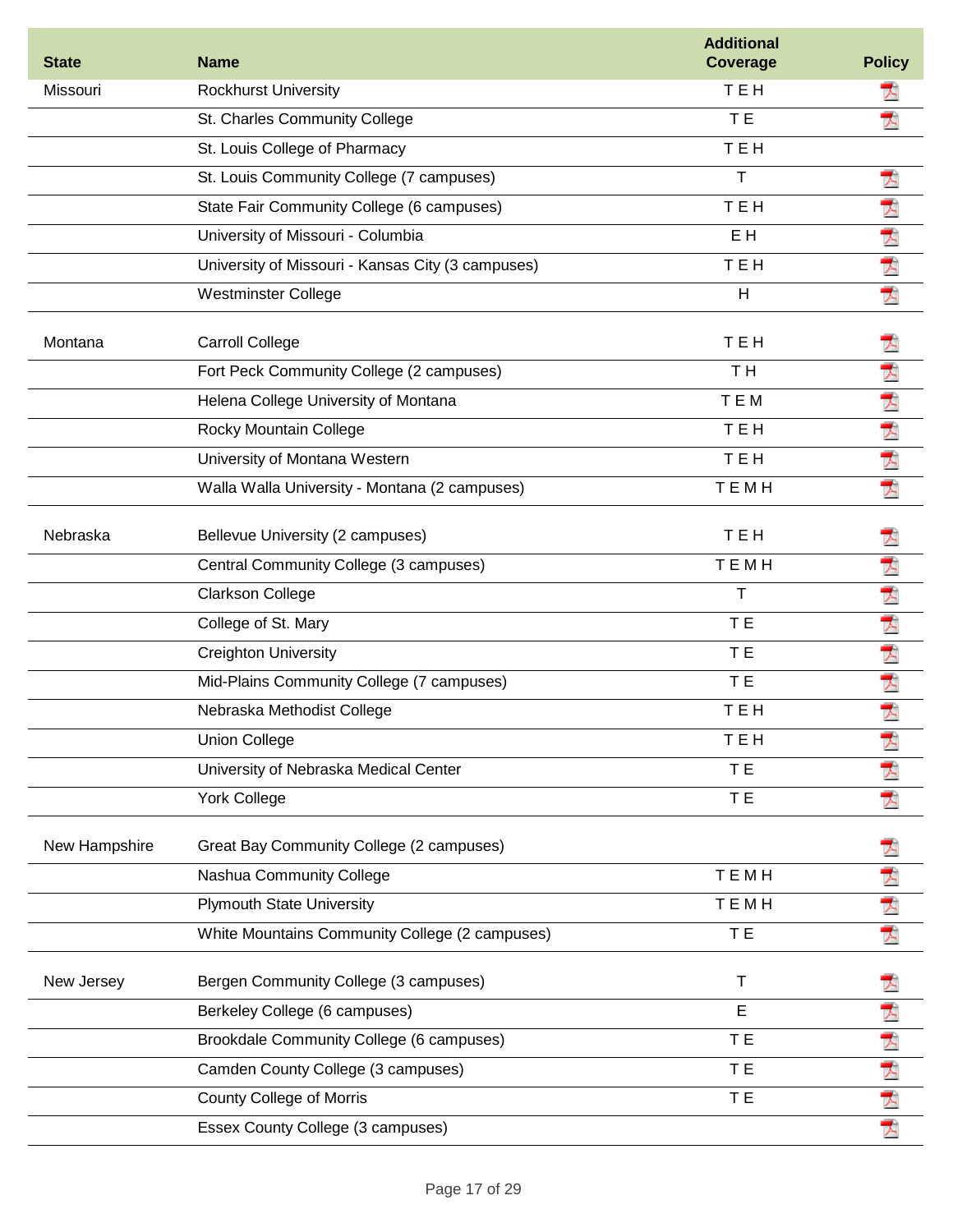| State | Name | Additional Coverage | Policy |
| --- | --- | --- | --- |
| Missouri | Rockhurst University | T E H | |
| | St. Charles Community College | T E | |
| | St. Louis College of Pharmacy | T E H | |
| | St. Louis Community College (7 campuses) | T | |
| | State Fair Community College (6 campuses) | T E H | |
| | University of Missouri - Columbia | E H | |
| | University of Missouri - Kansas City (3 campuses) | T E H | |
| | Westminster College | H | |
| Montana | Carroll College | T E H | |
| | Fort Peck Community College (2 campuses) | T H | |
| | Helena College University of Montana | T E M | |
| | Rocky Mountain College | T E H | |
| | University of Montana Western | T E H | |
| | Walla Walla University - Montana (2 campuses) | T E M H | |
| Nebraska | Bellevue University (2 campuses) | T E H | |
| | Central Community College (3 campuses) | T E M H | |
| | Clarkson College | T | |
| | College of St. Mary | T E | |
| | Creighton University | T E | |
| | Mid-Plains Community College (7 campuses) | T E | |
| | Nebraska Methodist College | T E H | |
| | Union College | T E H | |
| | University of Nebraska Medical Center | T E | |
| | York College | T E | |
| New Hampshire | Great Bay Community College (2 campuses) | | |
| | Nashua Community College | T E M H | |
| | Plymouth State University | T E M H | |
| | White Mountains Community College (2 campuses) | T E | |
| New Jersey | Bergen Community College (3 campuses) | T | |
| | Berkeley College (6 campuses) | E | |
| | Brookdale Community College (6 campuses) | T E | |
| | Camden County College (3 campuses) | T E | |
| | County College of Morris | T E | |
| | Essex County College (3 campuses) | | |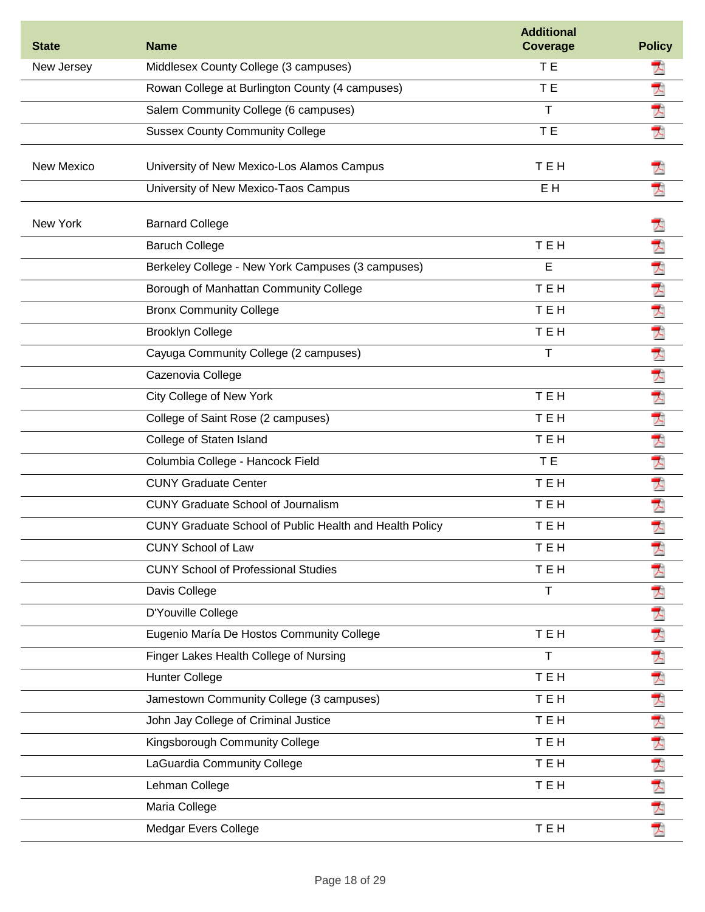| State | Name | Additional Coverage | Policy |
| --- | --- | --- | --- |
| New Jersey | Middlesex County College (3 campuses) | T E | |
| | Rowan College at Burlington County (4 campuses) | T E | |
| | Salem Community College (6 campuses) | T | |
| | Sussex County Community College | T E | |
| New Mexico | University of New Mexico-Los Alamos Campus | T E H | |
| | University of New Mexico-Taos Campus | E H | |
| New York | Barnard College | | |
| | Baruch College | T E H | |
| | Berkeley College - New York Campuses (3 campuses) | E | |
| | Borough of Manhattan Community College | T E H | |
| | Bronx Community College | T E H | |
| | Brooklyn College | T E H | |
| | Cayuga Community College (2 campuses) | T | |
| | Cazenovia College | | |
| | City College of New York | T E H | |
| | College of Saint Rose (2 campuses) | T E H | |
| | College of Staten Island | T E H | |
| | Columbia College - Hancock Field | T E | |
| | CUNY Graduate Center | T E H | |
| | CUNY Graduate School of Journalism | T E H | |
| | CUNY Graduate School of Public Health and Health Policy | T E H | |
| | CUNY School of Law | T E H | |
| | CUNY School of Professional Studies | T E H | |
| | Davis College | T | |
| | D'Youville College | | |
| | Eugenio María De Hostos Community College | T E H | |
| | Finger Lakes Health College of Nursing | T | |
| | Hunter College | T E H | |
| | Jamestown Community College (3 campuses) | T E H | |
| | John Jay College of Criminal Justice | T E H | |
| | Kingsborough Community College | T E H | |
| | LaGuardia Community College | T E H | |
| | Lehman College | T E H | |
| | Maria College | | |
| | Medgar Evers College | T E H | |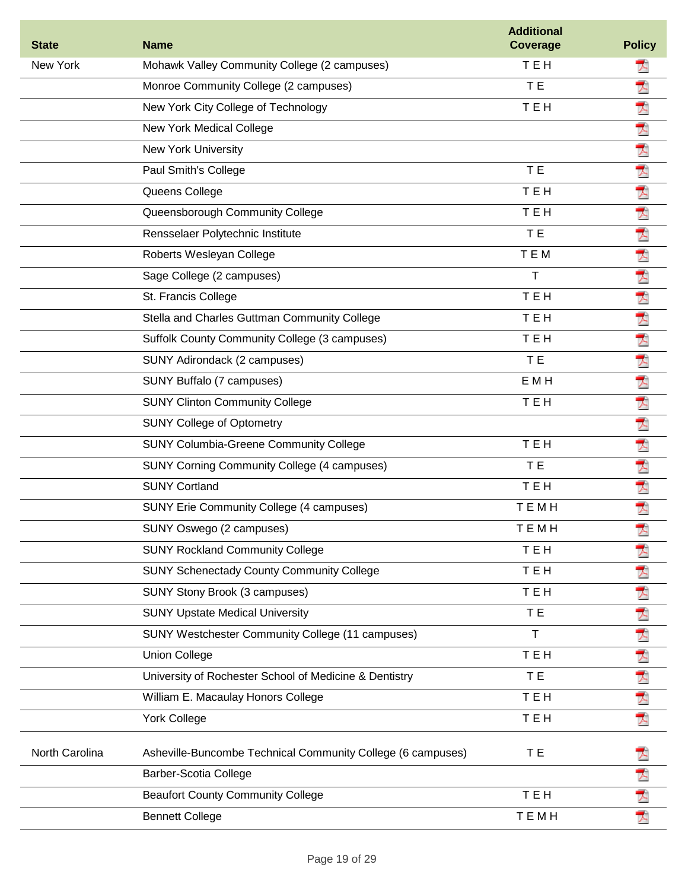| State | Name | Additional Coverage | Policy |
| --- | --- | --- | --- |
| New York | Mohawk Valley Community College (2 campuses) | T E H | |
| | Monroe Community College (2 campuses) | T E | |
| | New York City College of Technology | T E H | |
| | New York Medical College | | |
| | New York University | | |
| | Paul Smith's College | T E | |
| | Queens College | T E H | |
| | Queensborough Community College | T E H | |
| | Rensselaer Polytechnic Institute | T E | |
| | Roberts Wesleyan College | T E M | |
| | Sage College (2 campuses) | T | |
| | St. Francis College | T E H | |
| | Stella and Charles Guttman Community College | T E H | |
| | Suffolk County Community College (3 campuses) | T E H | |
| | SUNY Adirondack (2 campuses) | T E | |
| | SUNY Buffalo (7 campuses) | E M H | |
| | SUNY Clinton Community College | T E H | |
| | SUNY College of Optometry | | |
| | SUNY Columbia-Greene Community College | T E H | |
| | SUNY Corning Community College (4 campuses) | T E | |
| | SUNY Cortland | T E H | |
| | SUNY Erie Community College (4 campuses) | T E M H | |
| | SUNY Oswego (2 campuses) | T E M H | |
| | SUNY Rockland Community College | T E H | |
| | SUNY Schenectady County Community College | T E H | |
| | SUNY Stony Brook (3 campuses) | T E H | |
| | SUNY Upstate Medical University | T E | |
| | SUNY Westchester Community College (11 campuses) | T | |
| | Union College | T E H | |
| | University of Rochester School of Medicine & Dentistry | T E | |
| | William E. Macaulay Honors College | T E H | |
| | York College | T E H | |
| North Carolina | Asheville-Buncombe Technical Community College (6 campuses) | T E | |
| | Barber-Scotia College | | |
| | Beaufort County Community College | T E H | |
| | Bennett College | T E M H | |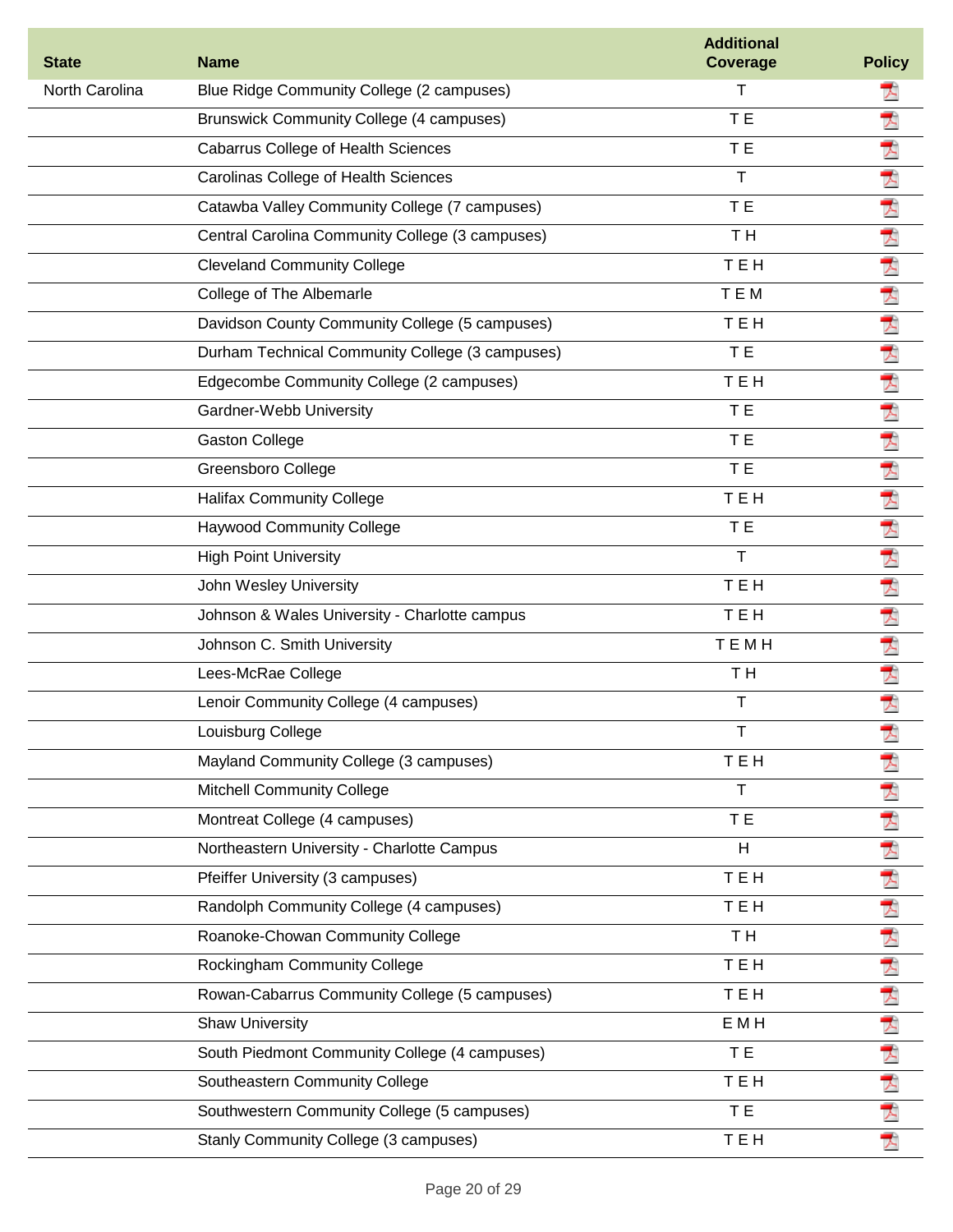| State | Name | Additional Coverage | Policy |
| --- | --- | --- | --- |
| North Carolina | Blue Ridge Community College (2 campuses) | T | |
| | Brunswick Community College (4 campuses) | T E | |
| | Cabarrus College of Health Sciences | T E | |
| | Carolinas College of Health Sciences | T | |
| | Catawba Valley Community College (7 campuses) | T E | |
| | Central Carolina Community College (3 campuses) | T H | |
| | Cleveland Community College | T E H | |
| | College of The Albemarle | T E M | |
| | Davidson County Community College (5 campuses) | T E H | |
| | Durham Technical Community College (3 campuses) | T E | |
| | Edgecombe Community College (2 campuses) | T E H | |
| | Gardner-Webb University | T E | |
| | Gaston College | T E | |
| | Greensboro College | T E | |
| | Halifax Community College | T E H | |
| | Haywood Community College | T E | |
| | High Point University | T | |
| | John Wesley University | T E H | |
| | Johnson & Wales University - Charlotte campus | T E H | |
| | Johnson C. Smith University | T E M H | |
| | Lees-McRae College | T H | |
| | Lenoir Community College (4 campuses) | T | |
| | Louisburg College | T | |
| | Mayland Community College (3 campuses) | T E H | |
| | Mitchell Community College | T | |
| | Montreat College (4 campuses) | T E | |
| | Northeastern University - Charlotte Campus | H | |
| | Pfeiffer University (3 campuses) | T E H | |
| | Randolph Community College (4 campuses) | T E H | |
| | Roanoke-Chowan Community College | T H | |
| | Rockingham Community College | T E H | |
| | Rowan-Cabarrus Community College (5 campuses) | T E H | |
| | Shaw University | E M H | |
| | South Piedmont Community College (4 campuses) | T E | |
| | Southeastern Community College | T E H | |
| | Southwestern Community College (5 campuses) | T E | |
| | Stanly Community College (3 campuses) | T E H | |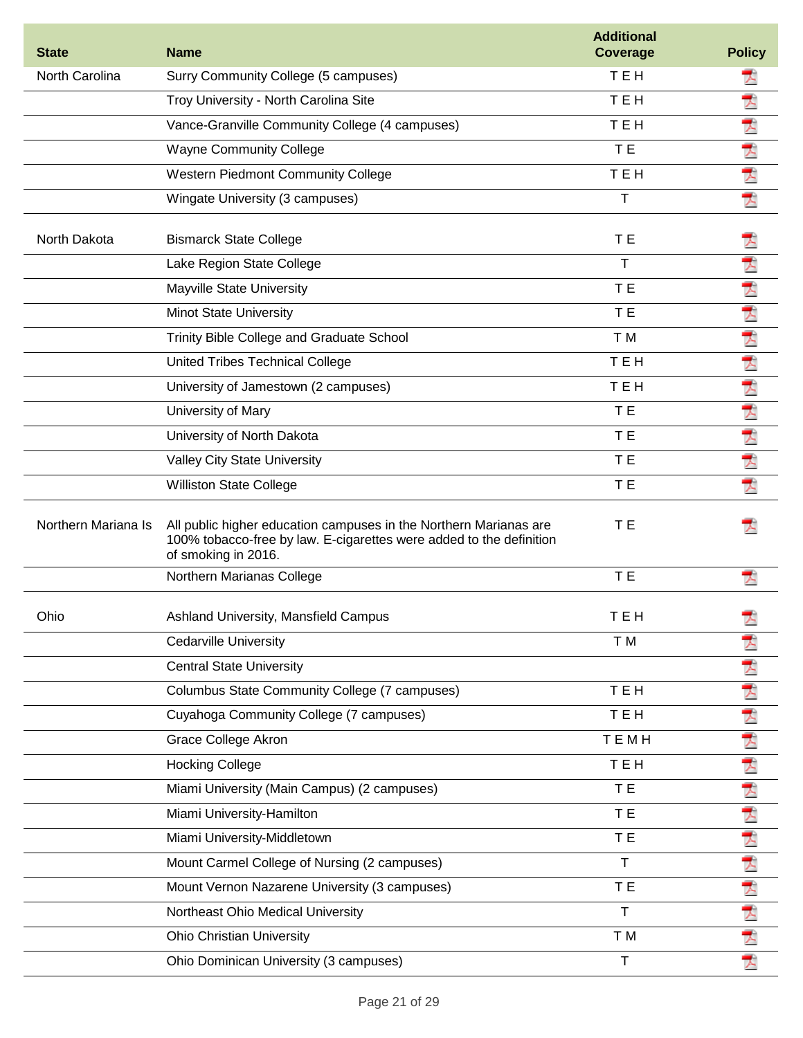| State | Name | Additional Coverage | Policy |
|---|---|---|---|
| North Carolina | Surry Community College (5 campuses) | T E H | |
| | Troy University - North Carolina Site | T E H | |
| | Vance-Granville Community College (4 campuses) | T E H | |
| | Wayne Community College | T E | |
| | Western Piedmont Community College | T E H | |
| | Wingate University (3 campuses) | T | |
| North Dakota | Bismarck State College | T E | |
| | Lake Region State College | T | |
| | Mayville State University | T E | |
| | Minot State University | T E | |
| | Trinity Bible College and Graduate School | T M | |
| | United Tribes Technical College | T E H | |
| | University of Jamestown (2 campuses) | T E H | |
| | University of Mary | T E | |
| | University of North Dakota | T E | |
| | Valley City State University | T E | |
| | Williston State College | T E | |
| Northern Mariana Is | All public higher education campuses in the Northern Marianas are 100% tobacco-free by law. E-cigarettes were added to the definition of smoking in 2016. | T E | |
| | Northern Marianas College | T E | |
| Ohio | Ashland University, Mansfield Campus | T E H | |
| | Cedarville University | T M | |
| | Central State University | | |
| | Columbus State Community College (7 campuses) | T E H | |
| | Cuyahoga Community College (7 campuses) | T E H | |
| | Grace College Akron | T E M H | |
| | Hocking College | T E H | |
| | Miami University (Main Campus) (2 campuses) | T E | |
| | Miami University-Hamilton | T E | |
| | Miami University-Middletown | T E | |
| | Mount Carmel College of Nursing (2 campuses) | T | |
| | Mount Vernon Nazarene University (3 campuses) | T E | |
| | Northeast Ohio Medical University | T | |
| | Ohio Christian University | T M | |
| | Ohio Dominican University (3 campuses) | T | |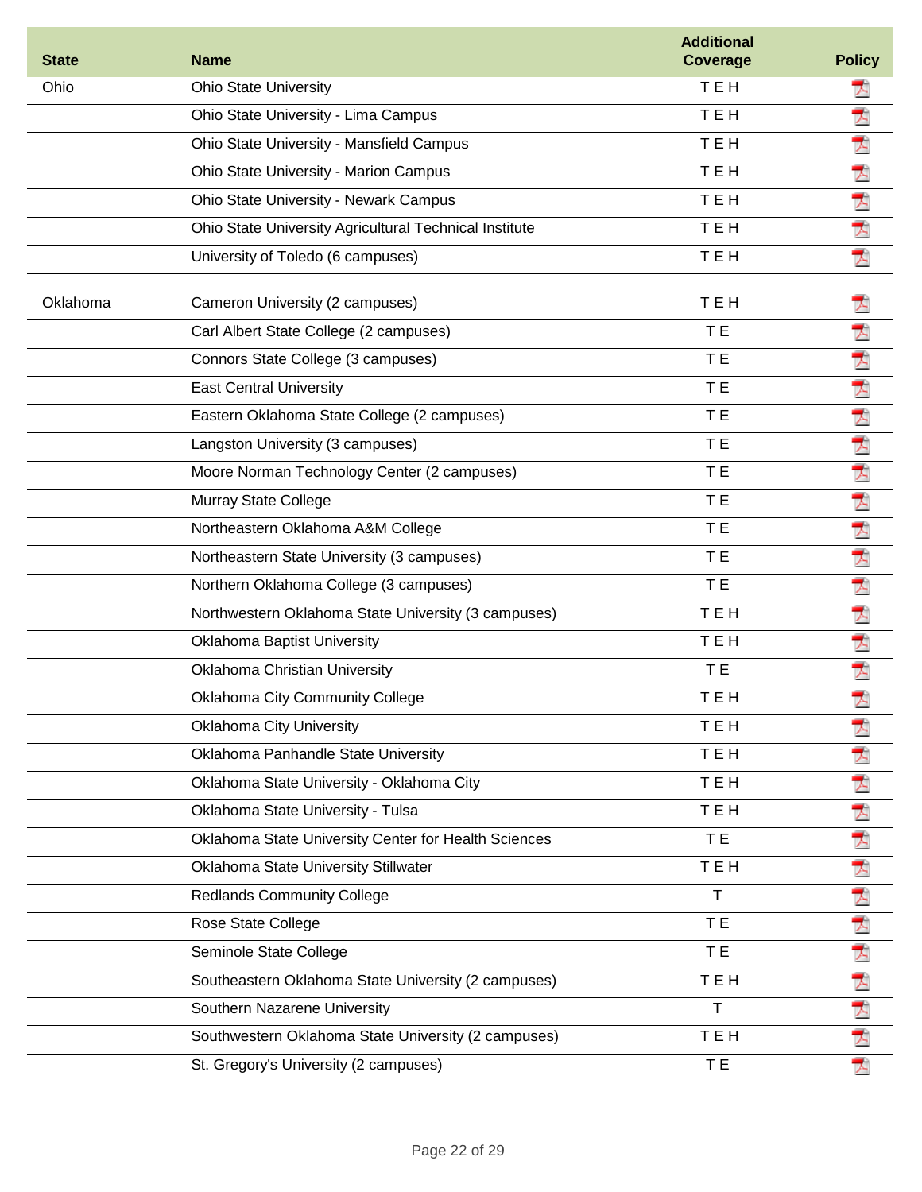| State | Name | Additional Coverage | Policy |
|---|---|---|---|
| Ohio | Ohio State University | T E H | |
| | Ohio State University - Lima Campus | T E H | |
| | Ohio State University - Mansfield Campus | T E H | |
| | Ohio State University - Marion Campus | T E H | |
| | Ohio State University - Newark Campus | T E H | |
| | Ohio State University Agricultural Technical Institute | T E H | |
| | University of Toledo (6 campuses) | T E H | |
| Oklahoma | Cameron University (2 campuses) | T E H | |
| | Carl Albert State College (2 campuses) | T E | |
| | Connors State College (3 campuses) | T E | |
| | East Central University | T E | |
| | Eastern Oklahoma State College (2 campuses) | T E | |
| | Langston University (3 campuses) | T E | |
| | Moore Norman Technology Center (2 campuses) | T E | |
| | Murray State College | T E | |
| | Northeastern Oklahoma A&M College | T E | |
| | Northeastern State University (3 campuses) | T E | |
| | Northern Oklahoma College (3 campuses) | T E | |
| | Northwestern Oklahoma State University (3 campuses) | T E H | |
| | Oklahoma Baptist University | T E H | |
| | Oklahoma Christian University | T E | |
| | Oklahoma City Community College | T E H | |
| | Oklahoma City University | T E H | |
| | Oklahoma Panhandle State University | T E H | |
| | Oklahoma State University - Oklahoma City | T E H | |
| | Oklahoma State University - Tulsa | T E H | |
| | Oklahoma State University Center for Health Sciences | T E | |
| | Oklahoma State University Stillwater | T E H | |
| | Redlands Community College | T | |
| | Rose State College | T E | |
| | Seminole State College | T E | |
| | Southeastern Oklahoma State University (2 campuses) | T E H | |
| | Southern Nazarene University | T | |
| | Southwestern Oklahoma State University (2 campuses) | T E H | |
| | St. Gregory's University (2 campuses) | T E | |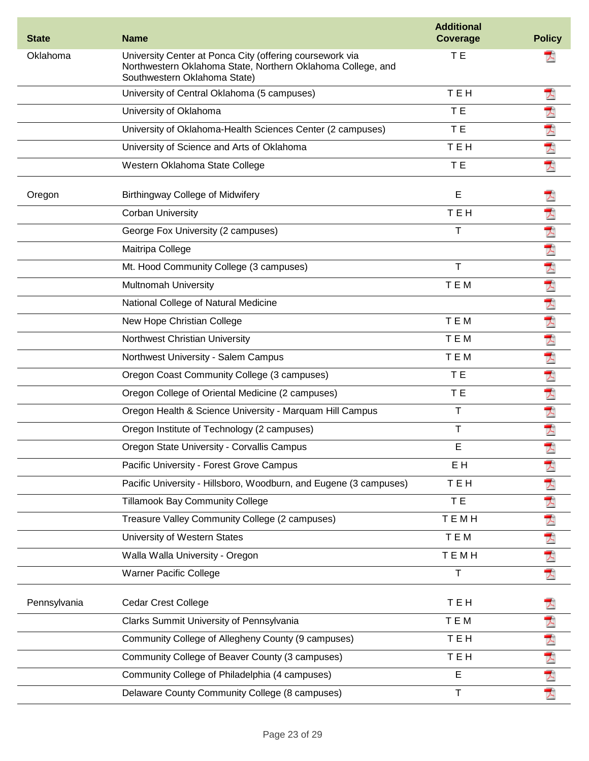| State | Name | Additional Coverage | Policy |
|---|---|---|---|
| Oklahoma | University Center at Ponca City (offering coursework via Northwestern Oklahoma State, Northern Oklahoma College, and Southwestern Oklahoma State) | T E | |
| | University of Central Oklahoma (5 campuses) | T E H | |
| | University of Oklahoma | T E | |
| | University of Oklahoma-Health Sciences Center (2 campuses) | T E | |
| | University of Science and Arts of Oklahoma | T E H | |
| | Western Oklahoma State College | T E | |
| Oregon | Birthingway College of Midwifery | E | |
| | Corban University | T E H | |
| | George Fox University (2 campuses) | T | |
| | Maitripa College | | |
| | Mt. Hood Community College (3 campuses) | T | |
| | Multnomah University | T E M | |
| | National College of Natural Medicine | | |
| | New Hope Christian College | T E M | |
| | Northwest Christian University | T E M | |
| | Northwest University - Salem Campus | T E M | |
| | Oregon Coast Community College (3 campuses) | T E | |
| | Oregon College of Oriental Medicine (2 campuses) | T E | |
| | Oregon Health & Science University - Marquam Hill Campus | T | |
| | Oregon Institute of Technology (2 campuses) | T | |
| | Oregon State University - Corvallis Campus | E | |
| | Pacific University - Forest Grove Campus | E H | |
| | Pacific University - Hillsboro, Woodburn, and Eugene (3 campuses) | T E H | |
| | Tillamook Bay Community College | T E | |
| | Treasure Valley Community College (2 campuses) | T E M H | |
| | University of Western States | T E M | |
| | Walla Walla University - Oregon | T E M H | |
| | Warner Pacific College | T | |
| Pennsylvania | Cedar Crest College | T E H | |
| | Clarks Summit University of Pennsylvania | T E M | |
| | Community College of Allegheny County (9 campuses) | T E H | |
| | Community College of Beaver County (3 campuses) | T E H | |
| | Community College of Philadelphia (4 campuses) | E | |
| | Delaware County Community College (8 campuses) | T | |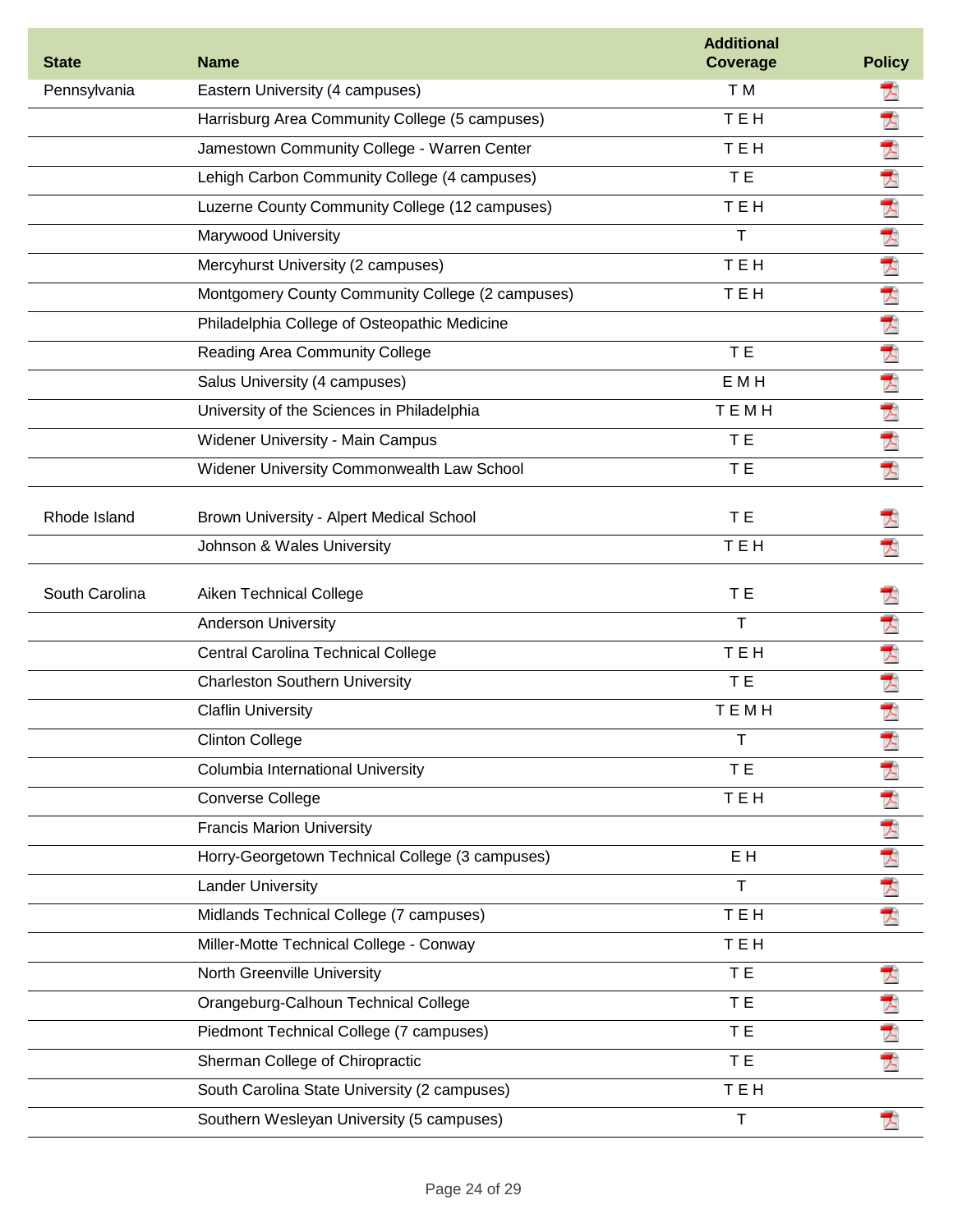| State | Name | Additional Coverage | Policy |
|---|---|---|---|
| Pennsylvania | Eastern University (4 campuses) | T M | |
| | Harrisburg Area Community College (5 campuses) | T E H | |
| | Jamestown Community College - Warren Center | T E H | |
| | Lehigh Carbon Community College (4 campuses) | T E | |
| | Luzerne County Community College (12 campuses) | T E H | |
| | Marywood University | T | |
| | Mercyhurst University (2 campuses) | T E H | |
| | Montgomery County Community College (2 campuses) | T E H | |
| | Philadelphia College of Osteopathic Medicine | | |
| | Reading Area Community College | T E | |
| | Salus University (4 campuses) | E M H | |
| | University of the Sciences in Philadelphia | T E M H | |
| | Widener University - Main Campus | T E | |
| | Widener University Commonwealth Law School | T E | |
| Rhode Island | Brown University - Alpert Medical School | T E | |
| | Johnson & Wales University | T E H | |
| South Carolina | Aiken Technical College | T E | |
| | Anderson University | T | |
| | Central Carolina Technical College | T E H | |
| | Charleston Southern University | T E | |
| | Claflin University | T E M H | |
| | Clinton College | T | |
| | Columbia International University | T E | |
| | Converse College | T E H | |
| | Francis Marion University | | |
| | Horry-Georgetown Technical College (3 campuses) | E H | |
| | Lander University | T | |
| | Midlands Technical College (7 campuses) | T E H | |
| | Miller-Motte Technical College - Conway | T E H | |
| | North Greenville University | T E | |
| | Orangeburg-Calhoun Technical College | T E | |
| | Piedmont Technical College (7 campuses) | T E | |
| | Sherman College of Chiropractic | T E | |
| | South Carolina State University (2 campuses) | T E H | |
| | Southern Wesleyan University (5 campuses) | T | |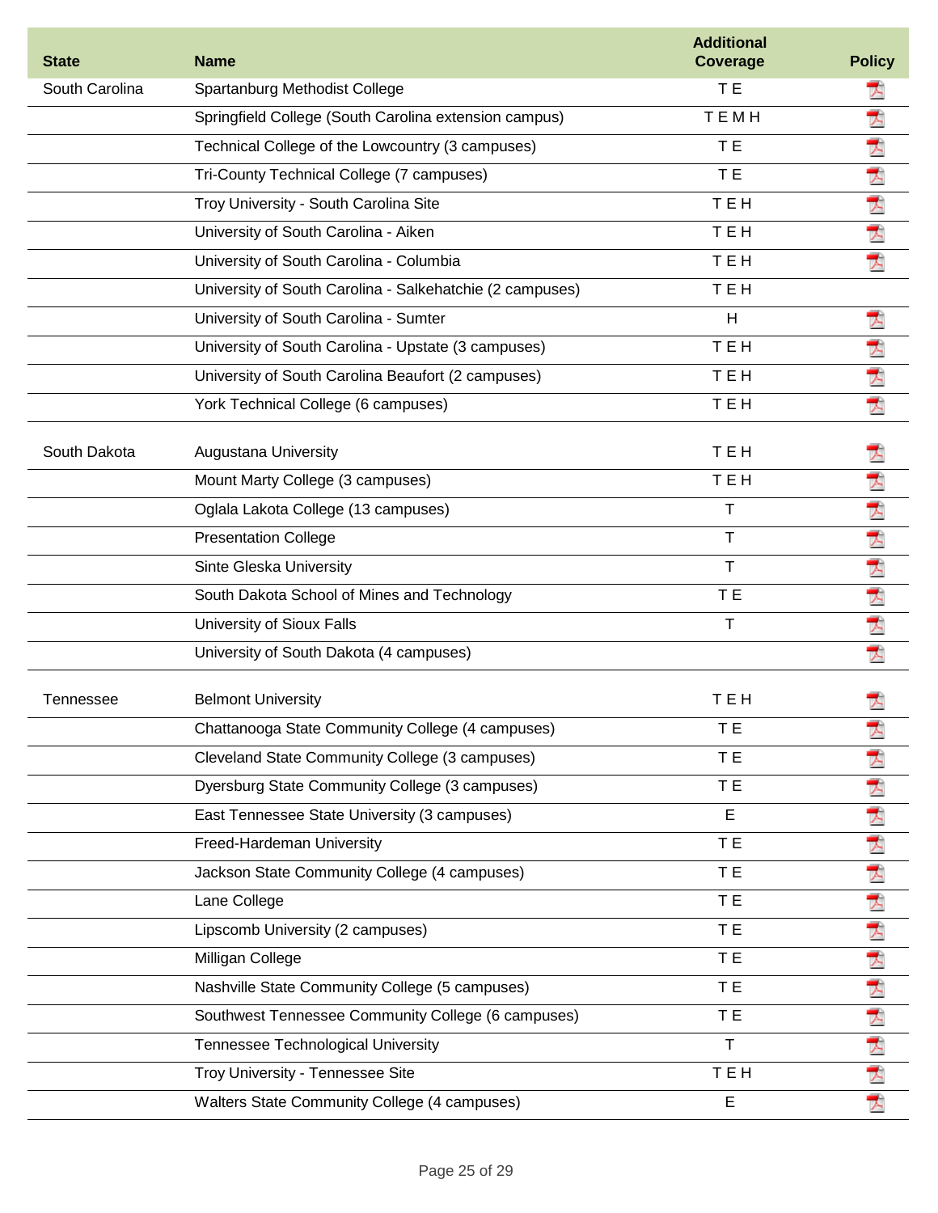| State | Name | Additional Coverage | Policy |
|---|---|---|---|
| South Carolina | Spartanburg Methodist College | T E | |
| | Springfield College (South Carolina extension campus) | T E M H | |
| | Technical College of the Lowcountry (3 campuses) | T E | |
| | Tri-County Technical College (7 campuses) | T E | |
| | Troy University - South Carolina Site | T E H | |
| | University of South Carolina - Aiken | T E H | |
| | University of South Carolina - Columbia | T E H | |
| | University of South Carolina - Salkehatchie (2 campuses) | T E H | |
| | University of South Carolina - Sumter | H | |
| | University of South Carolina - Upstate (3 campuses) | T E H | |
| | University of South Carolina Beaufort (2 campuses) | T E H | |
| | York Technical College (6 campuses) | T E H | |
| South Dakota | Augustana University | T E H | |
| | Mount Marty College (3 campuses) | T E H | |
| | Oglala Lakota College (13 campuses) | T | |
| | Presentation College | T | |
| | Sinte Gleska University | T | |
| | South Dakota School of Mines and Technology | T E | |
| | University of Sioux Falls | T | |
| | University of South Dakota (4 campuses) | | |
| Tennessee | Belmont University | T E H | |
| | Chattanooga State Community College (4 campuses) | T E | |
| | Cleveland State Community College (3 campuses) | T E | |
| | Dyersburg State Community College (3 campuses) | T E | |
| | East Tennessee State University (3 campuses) | E | |
| | Freed-Hardeman University | T E | |
| | Jackson State Community College (4 campuses) | T E | |
| | Lane College | T E | |
| | Lipscomb University (2 campuses) | T E | |
| | Milligan College | T E | |
| | Nashville State Community College (5 campuses) | T E | |
| | Southwest Tennessee Community College (6 campuses) | T E | |
| | Tennessee Technological University | T | |
| | Troy University - Tennessee Site | T E H | |
| | Walters State Community College (4 campuses) | E | |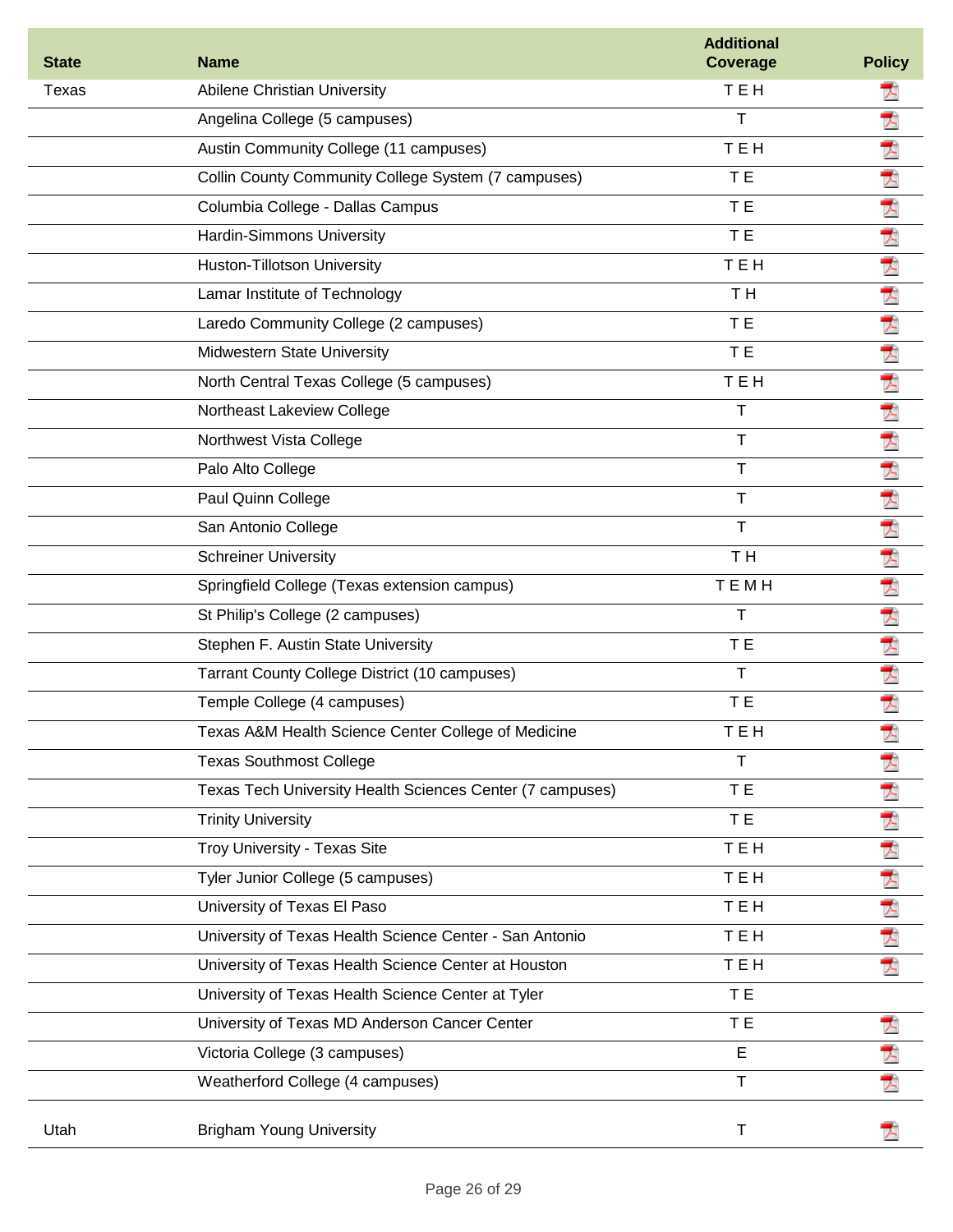| State | Name | Additional Coverage | Policy |
|---|---|---|---|
| Texas | Abilene Christian University | T E H | |
| | Angelina College (5 campuses) | T | |
| | Austin Community College (11 campuses) | T E H | |
| | Collin County Community College System (7 campuses) | T E | |
| | Columbia College - Dallas Campus | T E | |
| | Hardin-Simmons University | T E | |
| | Huston-Tillotson University | T E H | |
| | Lamar Institute of Technology | T H | |
| | Laredo Community College (2 campuses) | T E | |
| | Midwestern State University | T E | |
| | North Central Texas College (5 campuses) | T E H | |
| | Northeast Lakeview College | T | |
| | Northwest Vista College | T | |
| | Palo Alto College | T | |
| | Paul Quinn College | T | |
| | San Antonio College | T | |
| | Schreiner University | T H | |
| | Springfield College (Texas extension campus) | T E M H | |
| | St Philip's College (2 campuses) | T | |
| | Stephen F. Austin State University | T E | |
| | Tarrant County College District (10 campuses) | T | |
| | Temple College (4 campuses) | T E | |
| | Texas A&M Health Science Center College of Medicine | T E H | |
| | Texas Southmost College | T | |
| | Texas Tech University Health Sciences Center (7 campuses) | T E | |
| | Trinity University | T E | |
| | Troy University - Texas Site | T E H | |
| | Tyler Junior College (5 campuses) | T E H | |
| | University of Texas El Paso | T E H | |
| | University of Texas Health Science Center - San Antonio | T E H | |
| | University of Texas Health Science Center at Houston | T E H | |
| | University of Texas Health Science Center at Tyler | T E | |
| | University of Texas MD Anderson Cancer Center | T E | |
| | Victoria College (3 campuses) | E | |
| | Weatherford College (4 campuses) | T | |
| Utah | Brigham Young University | T | |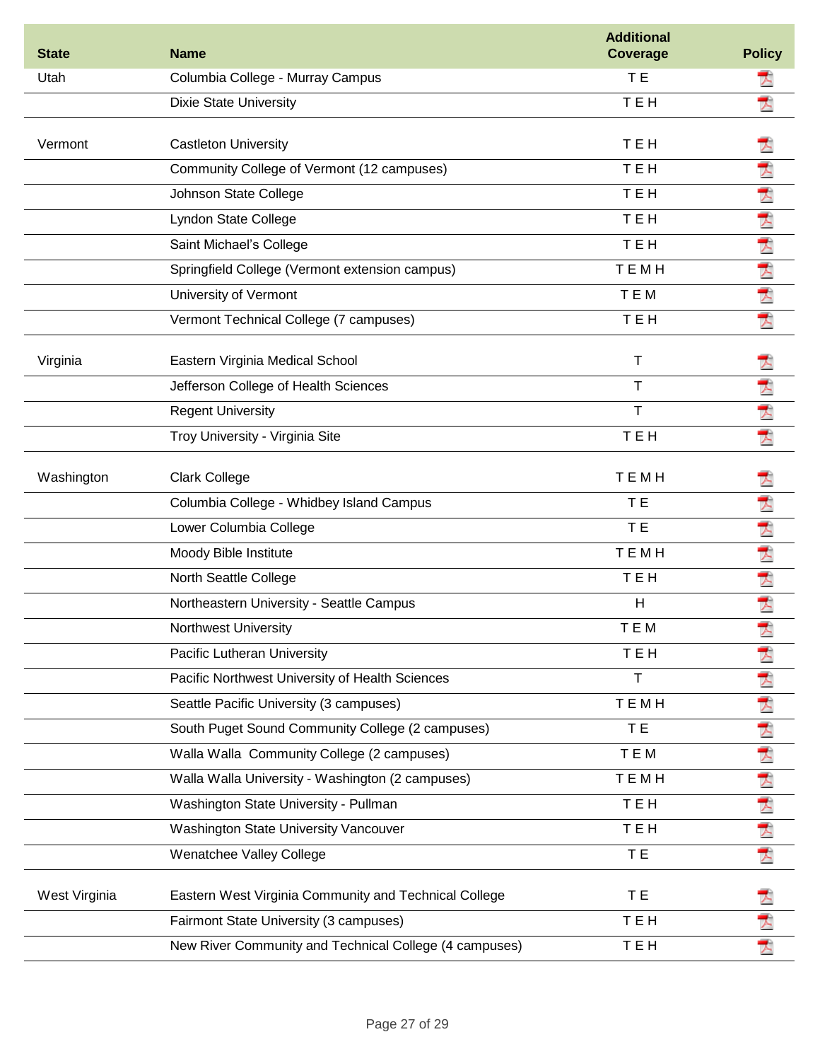| State | Name | Additional Coverage | Policy |
|---|---|---|---|
| Utah | Columbia College - Murray Campus | T E | |
| | Dixie State University | T E H | |
| Vermont | Castleton University | T E H | |
| | Community College of Vermont (12 campuses) | T E H | |
| | Johnson State College | T E H | |
| | Lyndon State College | T E H | |
| | Saint Michael's College | T E H | |
| | Springfield College (Vermont extension campus) | T E M H | |
| | University of Vermont | T E M | |
| | Vermont Technical College (7 campuses) | T E H | |
| Virginia | Eastern Virginia Medical School | T | |
| | Jefferson College of Health Sciences | T | |
| | Regent University | T | |
| | Troy University - Virginia Site | T E H | |
| Washington | Clark College | T E M H | |
| | Columbia College - Whidbey Island Campus | T E | |
| | Lower Columbia College | T E | |
| | Moody Bible Institute | T E M H | |
| | North Seattle College | T E H | |
| | Northeastern University - Seattle Campus | H | |
| | Northwest University | T E M | |
| | Pacific Lutheran University | T E H | |
| | Pacific Northwest University of Health Sciences | T | |
| | Seattle Pacific University (3 campuses) | T E M H | |
| | South Puget Sound Community College (2 campuses) | T E | |
| | Walla Walla Community College (2 campuses) | T E M | |
| | Walla Walla University - Washington (2 campuses) | T E M H | |
| | Washington State University - Pullman | T E H | |
| | Washington State University Vancouver | T E H | |
| | Wenatchee Valley College | T E | |
| West Virginia | Eastern West Virginia Community and Technical College | T E | |
| | Fairmont State University (3 campuses) | T E H | |
| | New River Community and Technical College (4 campuses) | T E H | |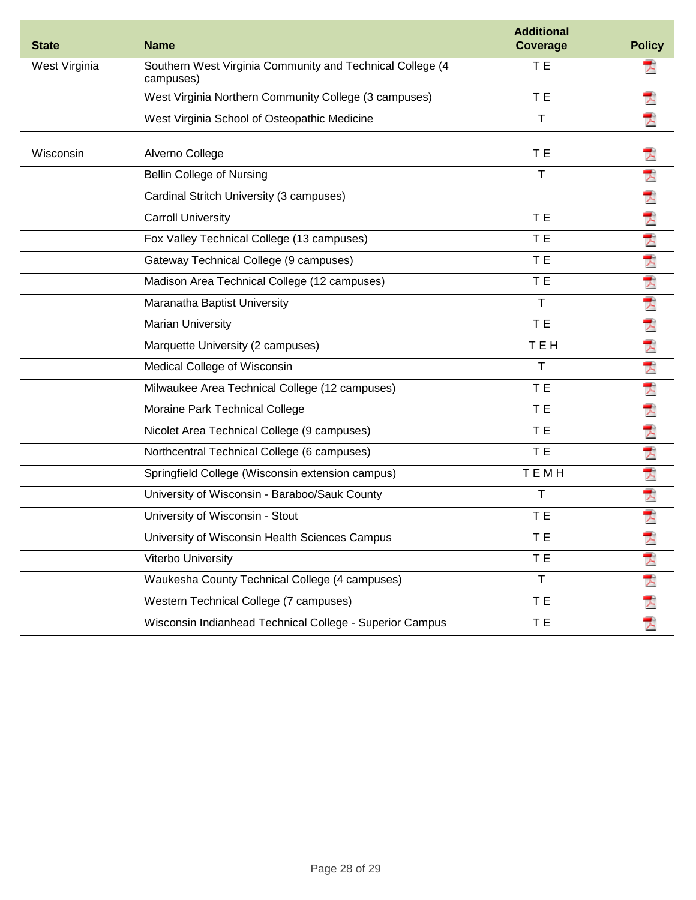| State | Name | Additional Coverage | Policy |
| --- | --- | --- | --- |
| West Virginia | Southern West Virginia Community and Technical College (4 campuses) | T E | |
| | West Virginia Northern Community College (3 campuses) | T E | |
| | West Virginia School of Osteopathic Medicine | T | |
| Wisconsin | Alverno College | T E | |
| | Bellin College of Nursing | T | |
| | Cardinal Stritch University (3 campuses) | | |
| | Carroll University | T E | |
| | Fox Valley Technical College (13 campuses) | T E | |
| | Gateway Technical College (9 campuses) | T E | |
| | Madison Area Technical College (12 campuses) | T E | |
| | Maranatha Baptist University | T | |
| | Marian University | T E | |
| | Marquette University (2 campuses) | T E H | |
| | Medical College of Wisconsin | T | |
| | Milwaukee Area Technical College (12 campuses) | T E | |
| | Moraine Park Technical College | T E | |
| | Nicolet Area Technical College (9 campuses) | T E | |
| | Northcentral Technical College (6 campuses) | T E | |
| | Springfield College (Wisconsin extension campus) | T E M H | |
| | University of Wisconsin - Baraboo/Sauk County | T | |
| | University of Wisconsin - Stout | T E | |
| | University of Wisconsin Health Sciences Campus | T E | |
| | Viterbo University | T E | |
| | Waukesha County Technical College (4 campuses) | T | |
| | Western Technical College (7 campuses) | T E | |
| | Wisconsin Indianhead Technical College - Superior Campus | T E | |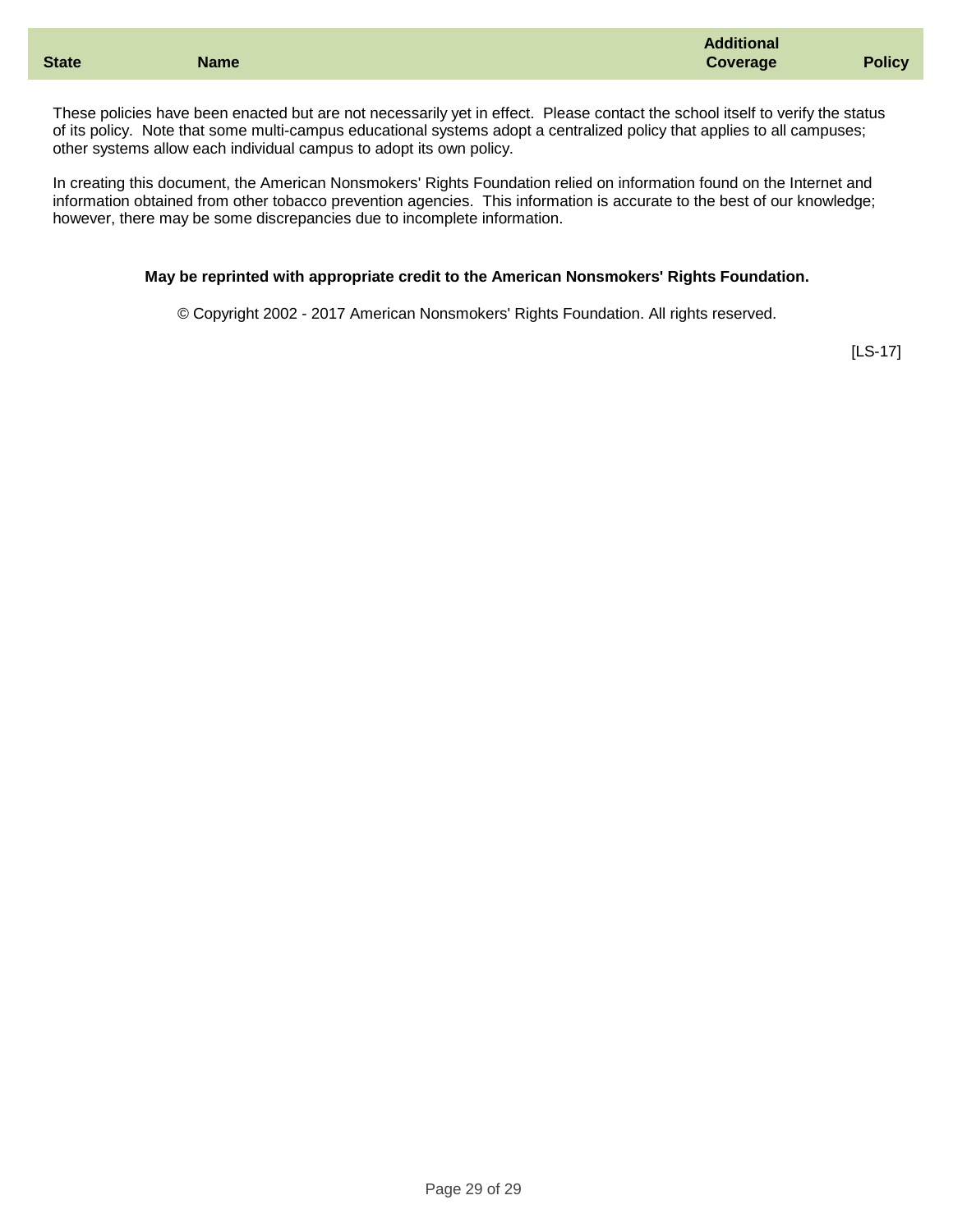| State | Name | Additional Coverage | Policy |
|---|---|---|---|

These policies have been enacted but are not necessarily yet in effect. Please contact the school itself to verify the status of its policy. Note that some multi-campus educational systems adopt a centralized policy that applies to all campuses; other systems allow each individual campus to adopt its own policy.

In creating this document, the American Nonsmokers' Rights Foundation relied on information found on the Internet and information obtained from other tobacco prevention agencies. This information is accurate to the best of our knowledge; however, there may be some discrepancies due to incomplete information.

**May be reprinted with appropriate credit to the American Nonsmokers' Rights Foundation.**

© Copyright 2002 - 2017 American Nonsmokers' Rights Foundation. All rights reserved.

[LS-17]